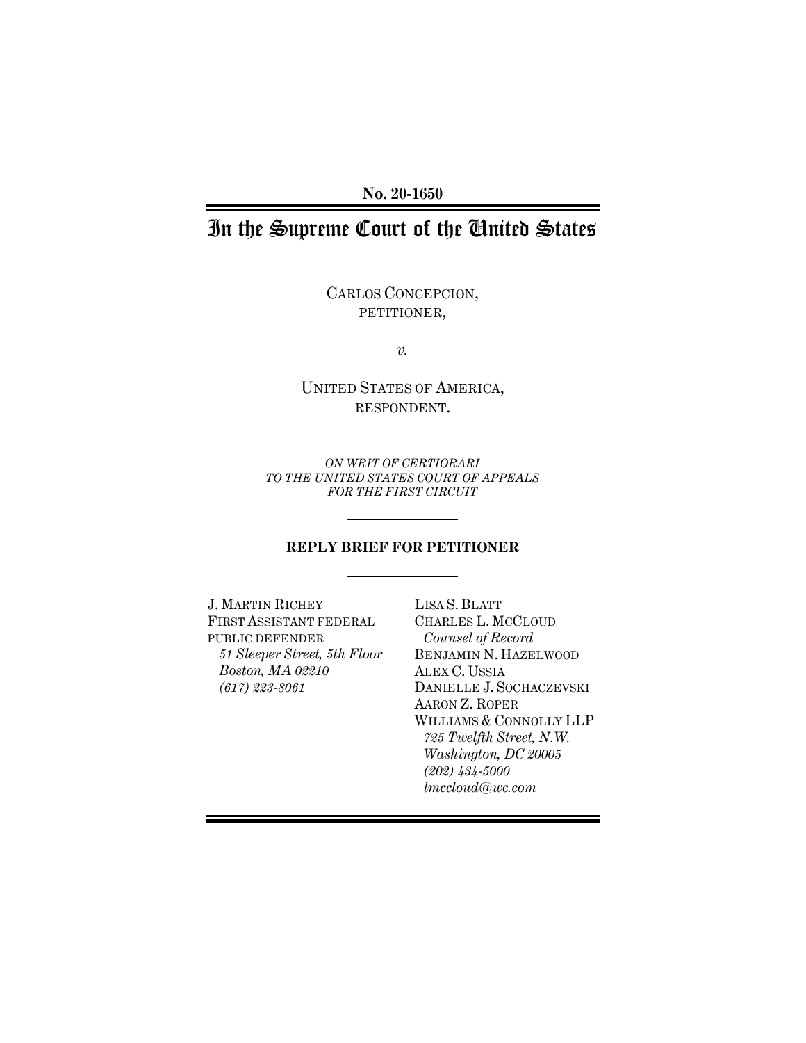**No. 20-1650**

# In the Supreme Court of the United States

CARLOS CONCEPCION,
PETITIONER,

*v.*

UNITED STATES OF AMERICA,
RESPONDENT.

*ON WRIT OF CERTIORARI*
*TO THE UNITED STATES COURT OF APPEALS*
*FOR THE FIRST CIRCUIT*

**REPLY BRIEF FOR PETITIONER**

J. MARTIN RICHEY
FIRST ASSISTANT FEDERAL
PUBLIC DEFENDER
*51 Sleeper Street, 5th Floor*
*Boston, MA 02210*
*(617) 223-8061*

LISA S. BLATT
CHARLES L. MCCLOUD
*Counsel of Record*
BENJAMIN N. HAZELWOOD
ALEX C. USSIA
DANIELLE J. SOCHACZEVSKI
AARON Z. ROPER
WILLIAMS & CONNOLLY LLP
*725 Twelfth Street, N.W.*
*Washington, DC 20005*
*(202) 434-5000*
*lmccloud@wc.com*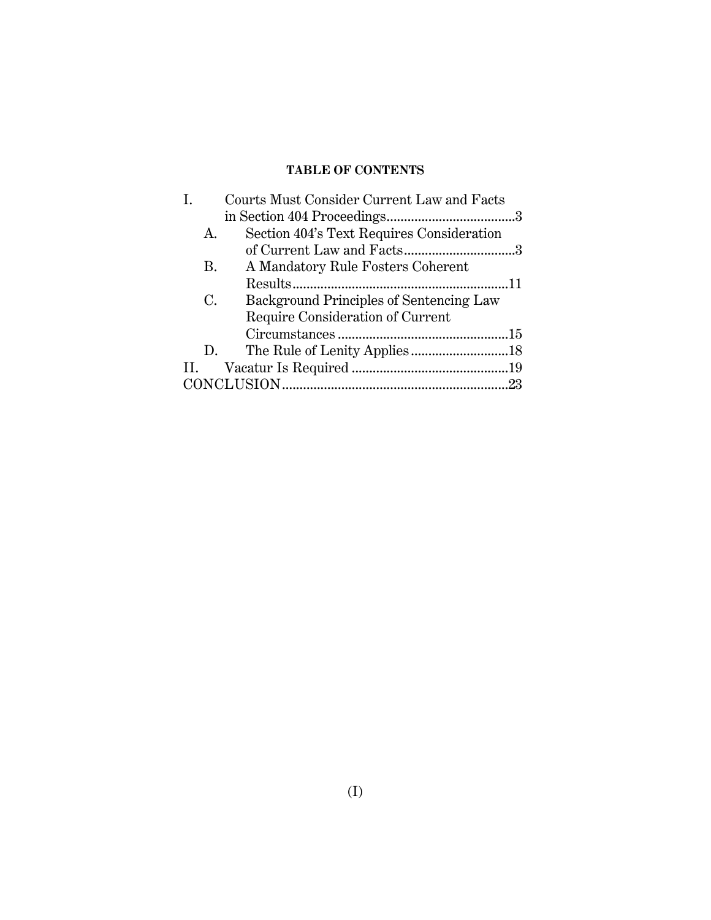**TABLE OF CONTENTS**

I. Courts Must Consider Current Law and Facts in Section 404 Proceedings....................................3

- A. Section 404's Text Requires Consideration of Current Law and Facts...............................3
- B. A Mandatory Rule Fosters Coherent Results.............................................................11
- C. Background Principles of Sentencing Law Require Consideration of Current Circumstances ................................................15
- D. The Rule of Lenity Applies............................18

II. Vacatur Is Required ............................................19

CONCLUSION................................................................23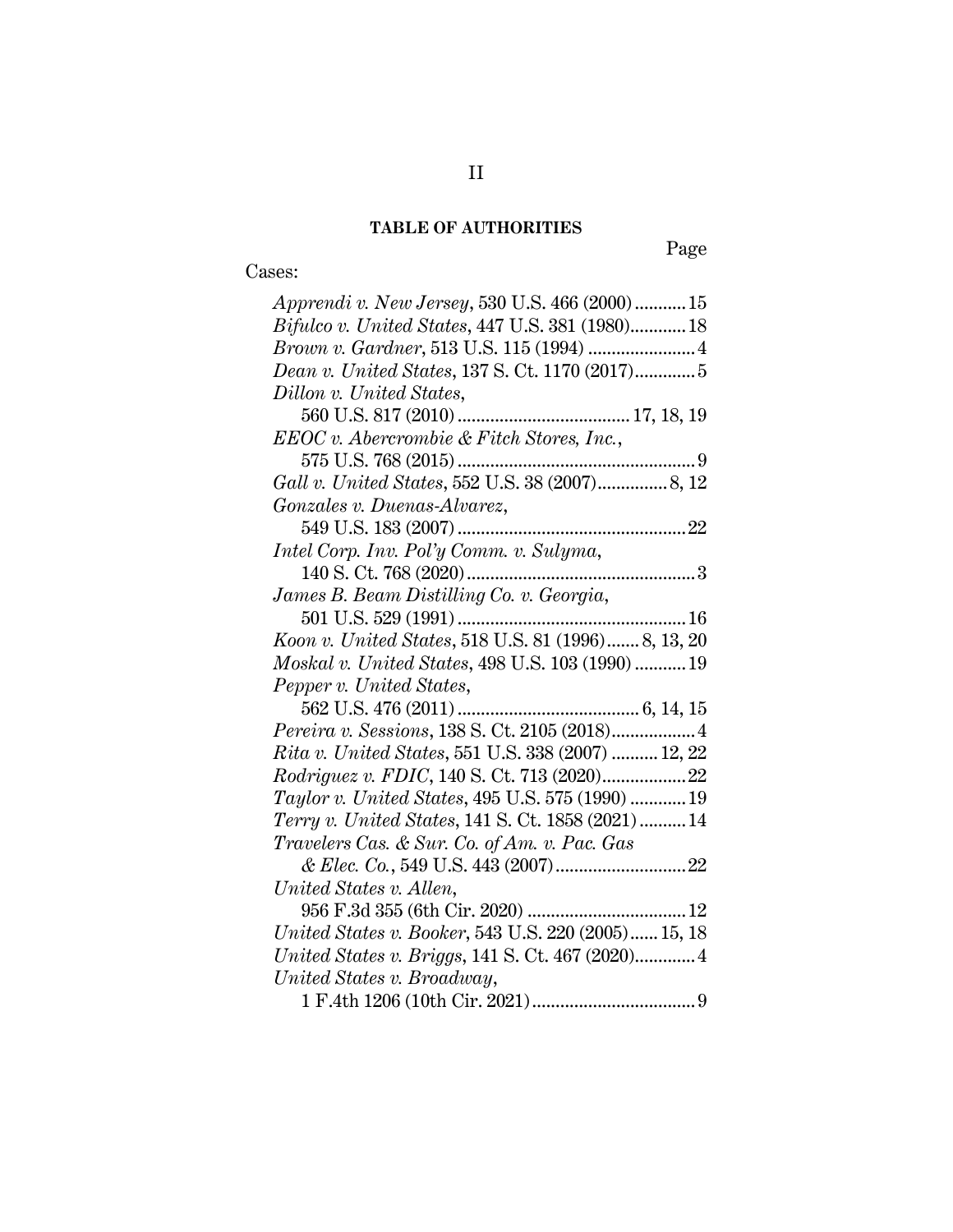## TABLE OF AUTHORITIES

Page

Cases:

*Apprendi v. New Jersey*, 530 U.S. 466 (2000) ........... 15
*Bifulco v. United States*, 447 U.S. 381 (1980) ............ 18
*Brown v. Gardner*, 513 U.S. 115 (1994) ....................... 4
*Dean v. United States*, 137 S. Ct. 1170 (2017) ............. 5
*Dillon v. United States*, 560 U.S. 817 (2010) ..................................... 17, 18, 19
*EEOC v. Abercrombie & Fitch Stores, Inc.*, 575 U.S. 768 (2015) ................................................... 9
*Gall v. United States*, 552 U.S. 38 (2007) ............... 8, 12
*Gonzales v. Duenas-Alvarez*, 549 U.S. 183 (2007) ................................................. 22
*Intel Corp. Inv. Pol'y Comm. v. Sulyma*, 140 S. Ct. 768 (2020) ................................................. 3
*James B. Beam Distilling Co. v. Georgia*, 501 U.S. 529 (1991) ................................................. 16
*Koon v. United States*, 518 U.S. 81 (1996) ....... 8, 13, 20
*Moskal v. United States*, 498 U.S. 103 (1990) ........... 19
*Pepper v. United States*, 562 U.S. 476 (2011) ....................................... 6, 14, 15
*Pereira v. Sessions*, 138 S. Ct. 2105 (2018) .................. 4
*Rita v. United States*, 551 U.S. 338 (2007) .......... 12, 22
*Rodriguez v. FDIC*, 140 S. Ct. 713 (2020) .................. 22
*Taylor v. United States*, 495 U.S. 575 (1990) ............ 19
*Terry v. United States*, 141 S. Ct. 1858 (2021) .......... 14
*Travelers Cas. & Sur. Co. of Am. v. Pac. Gas & Elec. Co.*, 549 U.S. 443 (2007) ............................ 22
*United States v. Allen*, 956 F.3d 355 (6th Cir. 2020) .................................. 12
*United States v. Booker*, 543 U.S. 220 (2005) ...... 15, 18
*United States v. Briggs*, 141 S. Ct. 467 (2020) ............. 4
*United States v. Broadway*, 1 F.4th 1206 (10th Cir. 2021) ................................... 9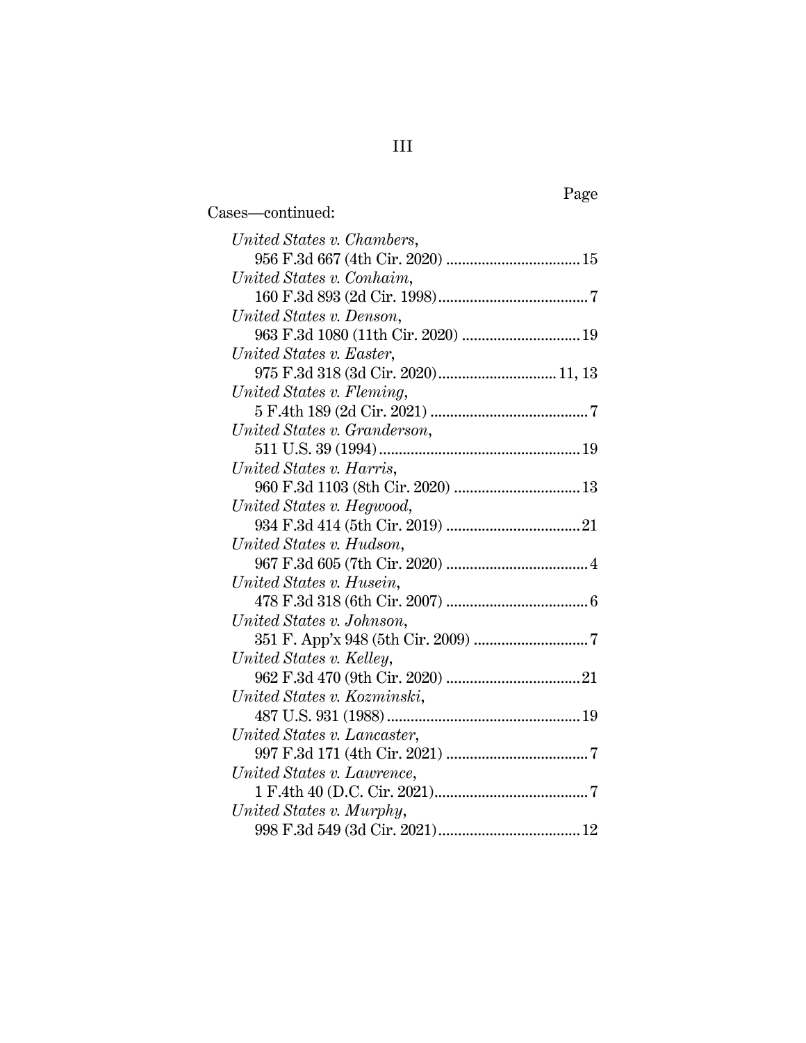Page

Cases—continued:

*United States v. Chambers*, 956 F.3d 667 (4th Cir. 2020) .................................. 15

*United States v. Conhaim*, 160 F.3d 893 (2d Cir. 1998) ...................................... 7

*United States v. Denson*, 963 F.3d 1080 (11th Cir. 2020) .............................. 19

*United States v. Easter*, 975 F.3d 318 (3d Cir. 2020) .............................. 11, 13

*United States v. Fleming*, 5 F.4th 189 (2d Cir. 2021) ........................................ 7

*United States v. Granderson*, 511 U.S. 39 (1994) .................................................. 19

*United States v. Harris*, 960 F.3d 1103 (8th Cir. 2020) ................................ 13

*United States v. Hegwood*, 934 F.3d 414 (5th Cir. 2019) .................................. 21

*United States v. Hudson*, 967 F.3d 605 (7th Cir. 2020) .................................... 4

*United States v. Husein*, 478 F.3d 318 (6th Cir. 2007) .................................... 6

*United States v. Johnson*, 351 F. App'x 948 (5th Cir. 2009) ............................. 7

*United States v. Kelley*, 962 F.3d 470 (9th Cir. 2020) .................................. 21

*United States v. Kozminski*, 487 U.S. 931 (1988) ................................................ 19

*United States v. Lancaster*, 997 F.3d 171 (4th Cir. 2021) .................................... 7

*United States v. Lawrence*, 1 F.4th 40 (D.C. Cir. 2021) ....................................... 7

*United States v. Murphy*, 998 F.3d 549 (3d Cir. 2021) .................................... 12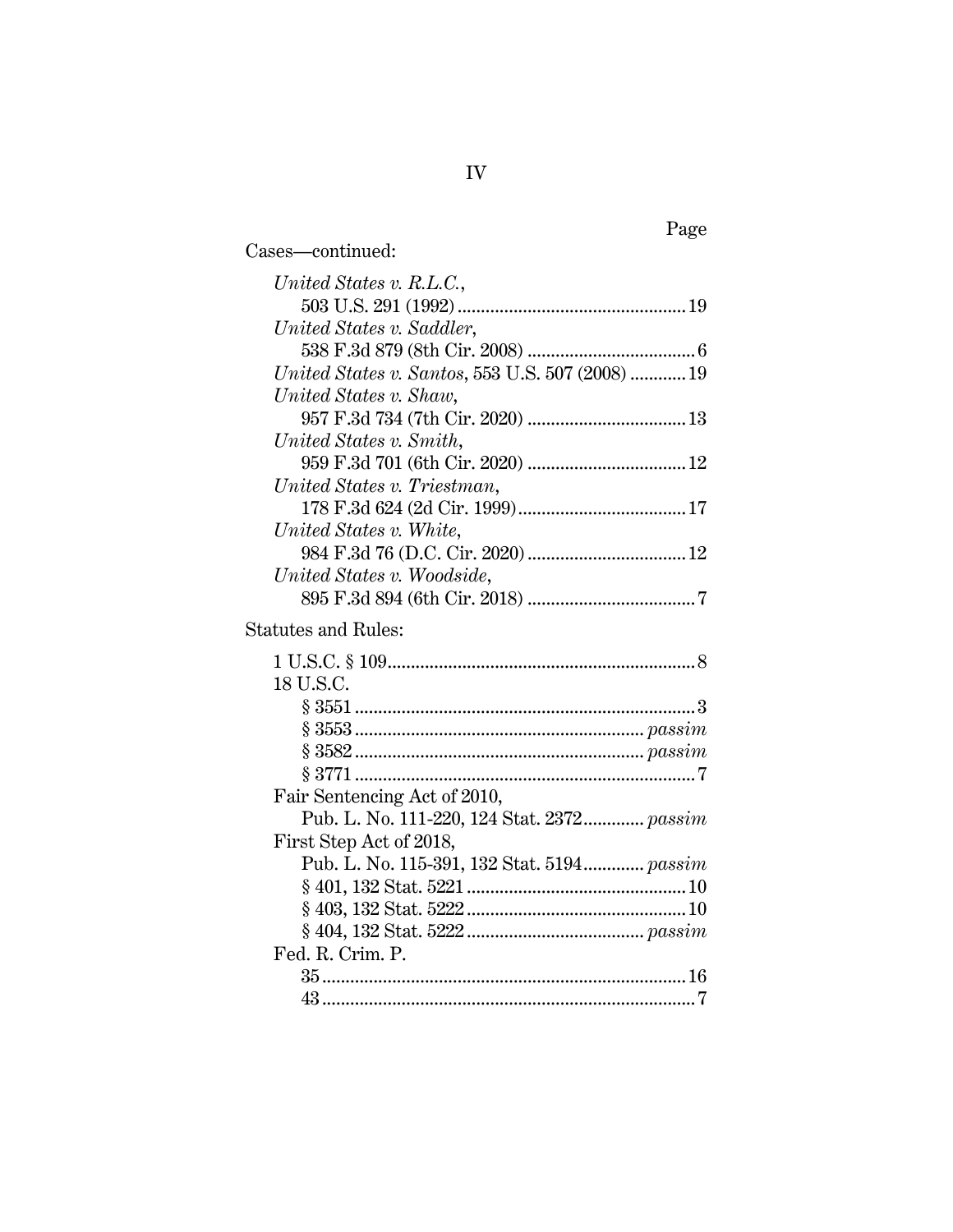Page

Cases—continued:

*United States v. R.L.C.*, 503 U.S. 291 (1992) ........ 19

*United States v. Saddler*, 538 F.3d 879 (8th Cir. 2008) ........ 6

*United States v. Santos*, 553 U.S. 507 (2008) ........ 19

*United States v. Shaw*, 957 F.3d 734 (7th Cir. 2020) ........ 13

*United States v. Smith*, 959 F.3d 701 (6th Cir. 2020) ........ 12

*United States v. Triestman*, 178 F.3d 624 (2d Cir. 1999) ........ 17

*United States v. White*, 984 F.3d 76 (D.C. Cir. 2020) ........ 12

*United States v. Woodside*, 895 F.3d 894 (6th Cir. 2018) ........ 7

Statutes and Rules:

1 U.S.C. § 109 ........ 8

18 U.S.C.
- § 3551 ........ 3
- § 3553 ........ *passim*
- § 3582 ........ *passim*
- § 3771 ........ 7

Fair Sentencing Act of 2010, Pub. L. No. 111-220, 124 Stat. 2372 ........ *passim*

First Step Act of 2018, Pub. L. No. 115-391, 132 Stat. 5194 ........ *passim*
- § 401, 132 Stat. 5221 ........ 10
- § 403, 132 Stat. 5222 ........ 10
- § 404, 132 Stat. 5222 ........ *passim*

Fed. R. Crim. P.
- 35 ........ 16
- 43 ........ 7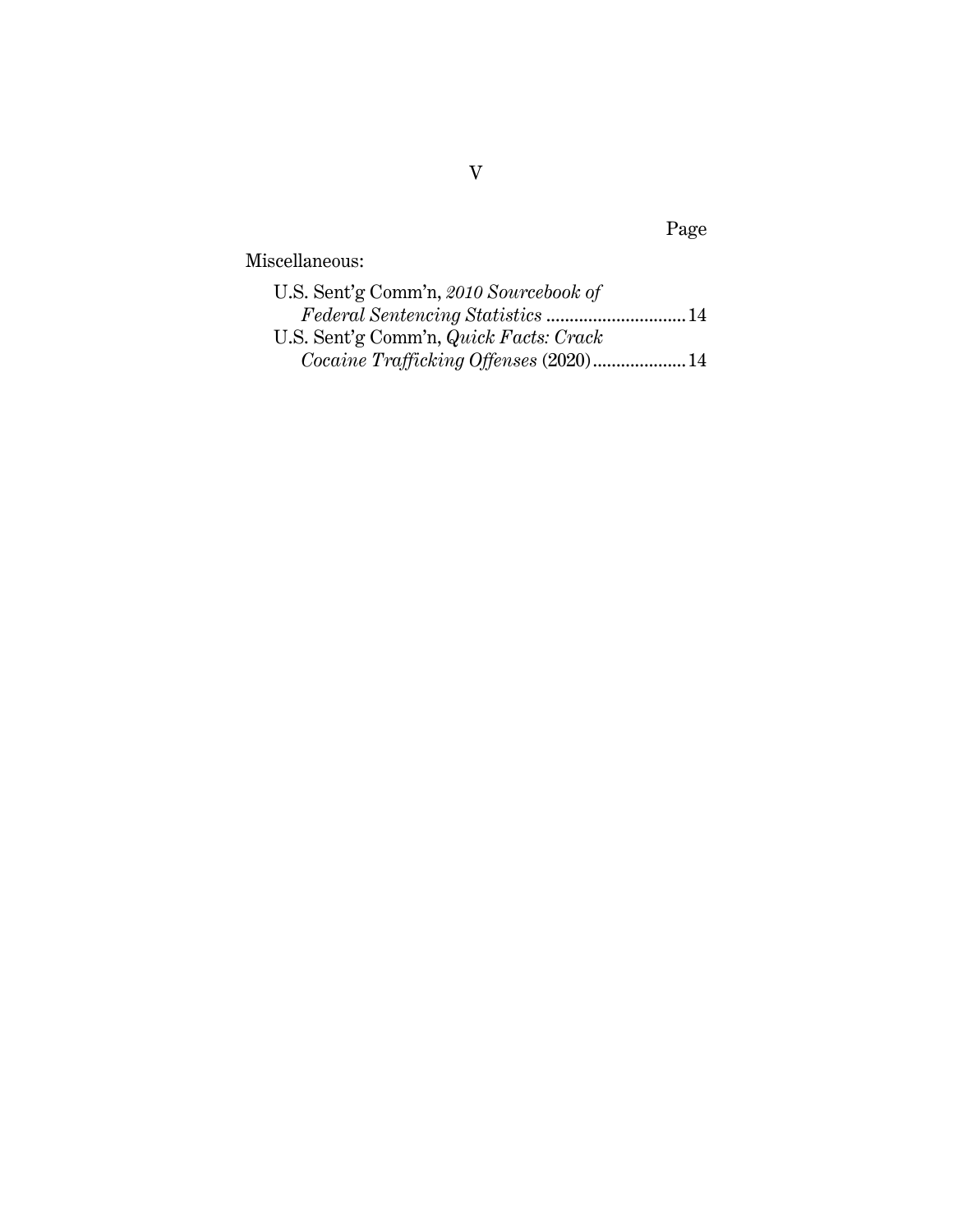Page

Miscellaneous:

U.S. Sent'g Comm'n, *2010 Sourcebook of Federal Sentencing Statistics* .............................14

U.S. Sent'g Comm'n, *Quick Facts: Crack Cocaine Trafficking Offenses* (2020)....................14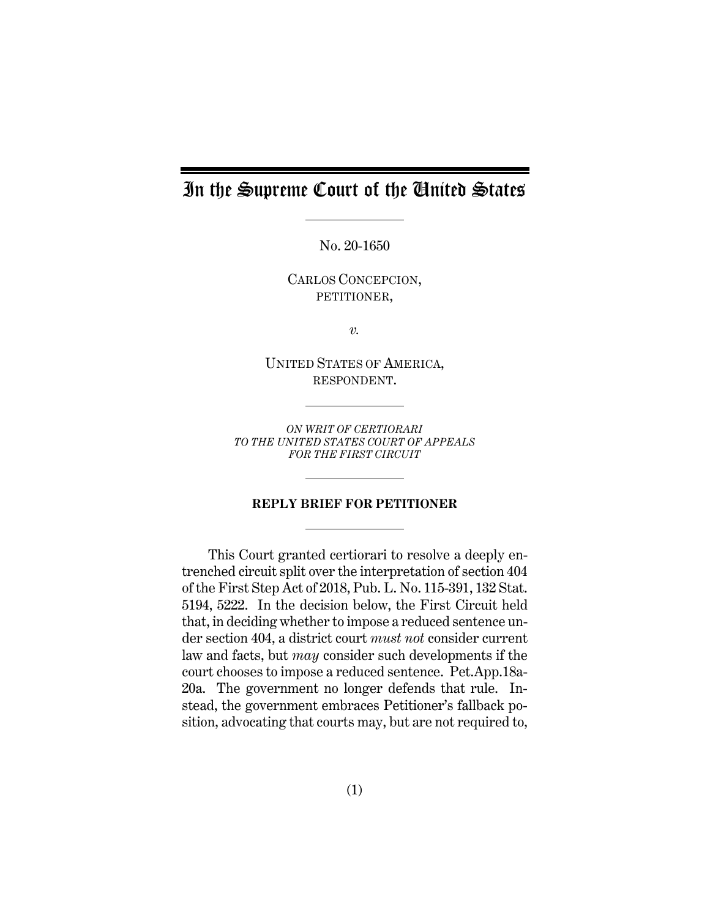# In the Supreme Court of the United States

No. 20-1650

CARLOS CONCEPCION,
PETITIONER,

*v.*

UNITED STATES OF AMERICA,
RESPONDENT.

*ON WRIT OF CERTIORARI*
*TO THE UNITED STATES COURT OF APPEALS*
*FOR THE FIRST CIRCUIT*

**REPLY BRIEF FOR PETITIONER**

This Court granted certiorari to resolve a deeply entrenched circuit split over the interpretation of section 404 of the First Step Act of 2018, Pub. L. No. 115-391, 132 Stat. 5194, 5222. In the decision below, the First Circuit held that, in deciding whether to impose a reduced sentence under section 404, a district court *must not* consider current law and facts, but *may* consider such developments if the court chooses to impose a reduced sentence. Pet.App.18a-20a. The government no longer defends that rule. Instead, the government embraces Petitioner's fallback position, advocating that courts may, but are not required to,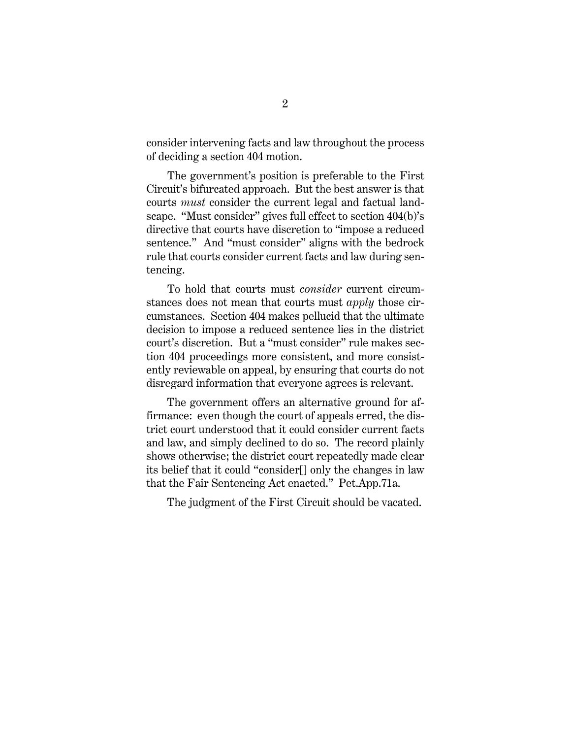consider intervening facts and law throughout the process of deciding a section 404 motion.

The government's position is preferable to the First Circuit's bifurcated approach. But the best answer is that courts *must* consider the current legal and factual landscape. "Must consider" gives full effect to section 404(b)'s directive that courts have discretion to "impose a reduced sentence." And "must consider" aligns with the bedrock rule that courts consider current facts and law during sentencing.

To hold that courts must *consider* current circumstances does not mean that courts must *apply* those circumstances. Section 404 makes pellucid that the ultimate decision to impose a reduced sentence lies in the district court's discretion. But a "must consider" rule makes section 404 proceedings more consistent, and more consistently reviewable on appeal, by ensuring that courts do not disregard information that everyone agrees is relevant.

The government offers an alternative ground for affirmance: even though the court of appeals erred, the district court understood that it could consider current facts and law, and simply declined to do so. The record plainly shows otherwise; the district court repeatedly made clear its belief that it could "consider[] only the changes in law that the Fair Sentencing Act enacted." Pet.App.71a.

The judgment of the First Circuit should be vacated.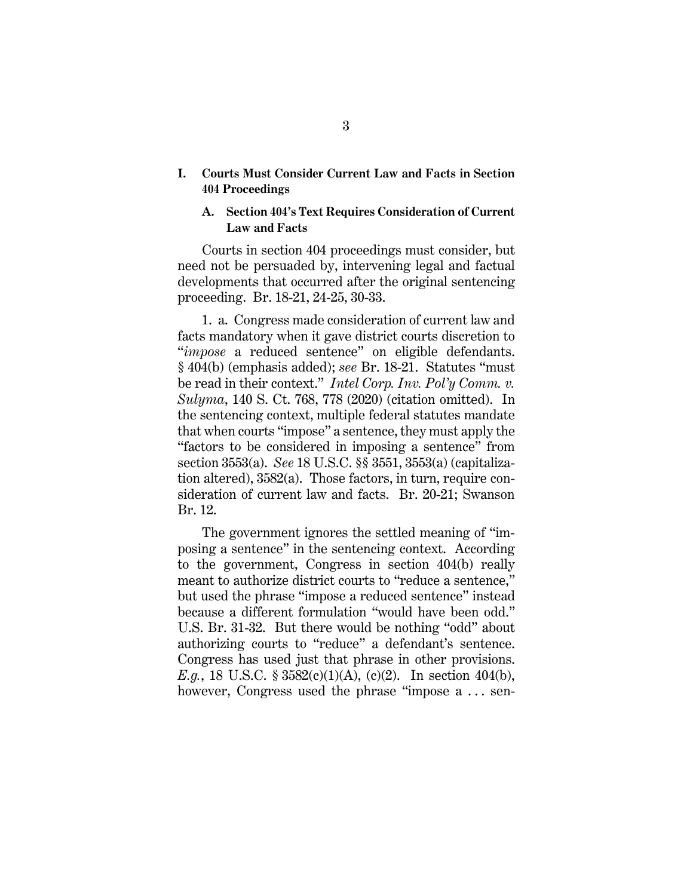## I. Courts Must Consider Current Law and Facts in Section 404 Proceedings

### A. Section 404's Text Requires Consideration of Current Law and Facts

Courts in section 404 proceedings must consider, but need not be persuaded by, intervening legal and factual developments that occurred after the original sentencing proceeding. Br. 18-21, 24-25, 30-33.

1. a. Congress made consideration of current law and facts mandatory when it gave district courts discretion to "*impose* a reduced sentence" on eligible defendants. § 404(b) (emphasis added); *see* Br. 18-21. Statutes "must be read in their context." *Intel Corp. Inv. Pol'y Comm. v. Sulyma*, 140 S. Ct. 768, 778 (2020) (citation omitted). In the sentencing context, multiple federal statutes mandate that when courts "impose" a sentence, they must apply the "factors to be considered in imposing a sentence" from section 3553(a). *See* 18 U.S.C. §§ 3551, 3553(a) (capitalization altered), 3582(a). Those factors, in turn, require consideration of current law and facts. Br. 20-21; Swanson Br. 12.

The government ignores the settled meaning of "imposing a sentence" in the sentencing context. According to the government, Congress in section 404(b) really meant to authorize district courts to "reduce a sentence," but used the phrase "impose a reduced sentence" instead because a different formulation "would have been odd." U.S. Br. 31-32. But there would be nothing "odd" about authorizing courts to "reduce" a defendant's sentence. Congress has used just that phrase in other provisions. *E.g.*, 18 U.S.C. § 3582(c)(1)(A), (c)(2). In section 404(b), however, Congress used the phrase "impose a . . . sen-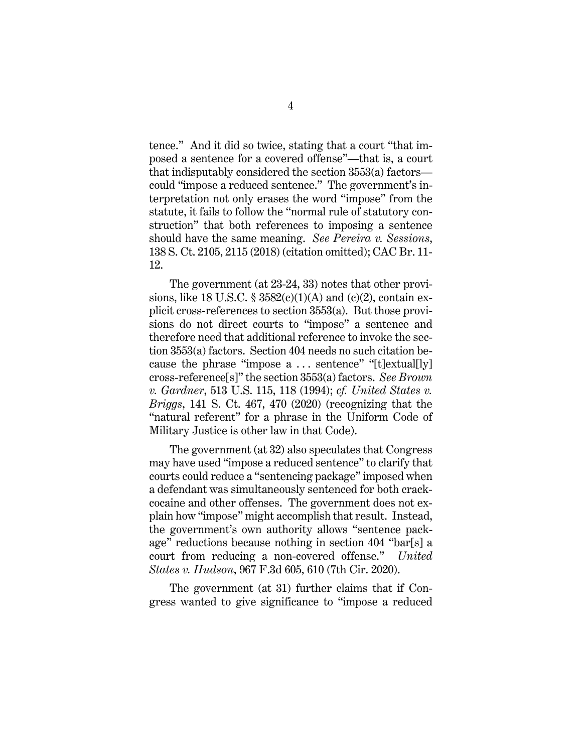tence." And it did so twice, stating that a court "that imposed a sentence for a covered offense"—that is, a court that indisputably considered the section 3553(a) factors—could "impose a reduced sentence." The government's interpretation not only erases the word "impose" from the statute, it fails to follow the "normal rule of statutory construction" that both references to imposing a sentence should have the same meaning. *See Pereira v. Sessions*, 138 S. Ct. 2105, 2115 (2018) (citation omitted); CAC Br. 11-12.

The government (at 23-24, 33) notes that other provisions, like 18 U.S.C. § 3582(c)(1)(A) and (c)(2), contain explicit cross-references to section 3553(a). But those provisions do not direct courts to "impose" a sentence and therefore need that additional reference to invoke the section 3553(a) factors. Section 404 needs no such citation because the phrase "impose a . . . sentence" "[t]extual[ly] cross-reference[s]" the section 3553(a) factors. *See Brown v. Gardner*, 513 U.S. 115, 118 (1994); *cf. United States v. Briggs*, 141 S. Ct. 467, 470 (2020) (recognizing that the "natural referent" for a phrase in the Uniform Code of Military Justice is other law in that Code).

The government (at 32) also speculates that Congress may have used "impose a reduced sentence" to clarify that courts could reduce a "sentencing package" imposed when a defendant was simultaneously sentenced for both crack-cocaine and other offenses. The government does not explain how "impose" might accomplish that result. Instead, the government's own authority allows "sentence package" reductions because nothing in section 404 "bar[s] a court from reducing a non-covered offense." *United States v. Hudson*, 967 F.3d 605, 610 (7th Cir. 2020).

The government (at 31) further claims that if Congress wanted to give significance to "impose a reduced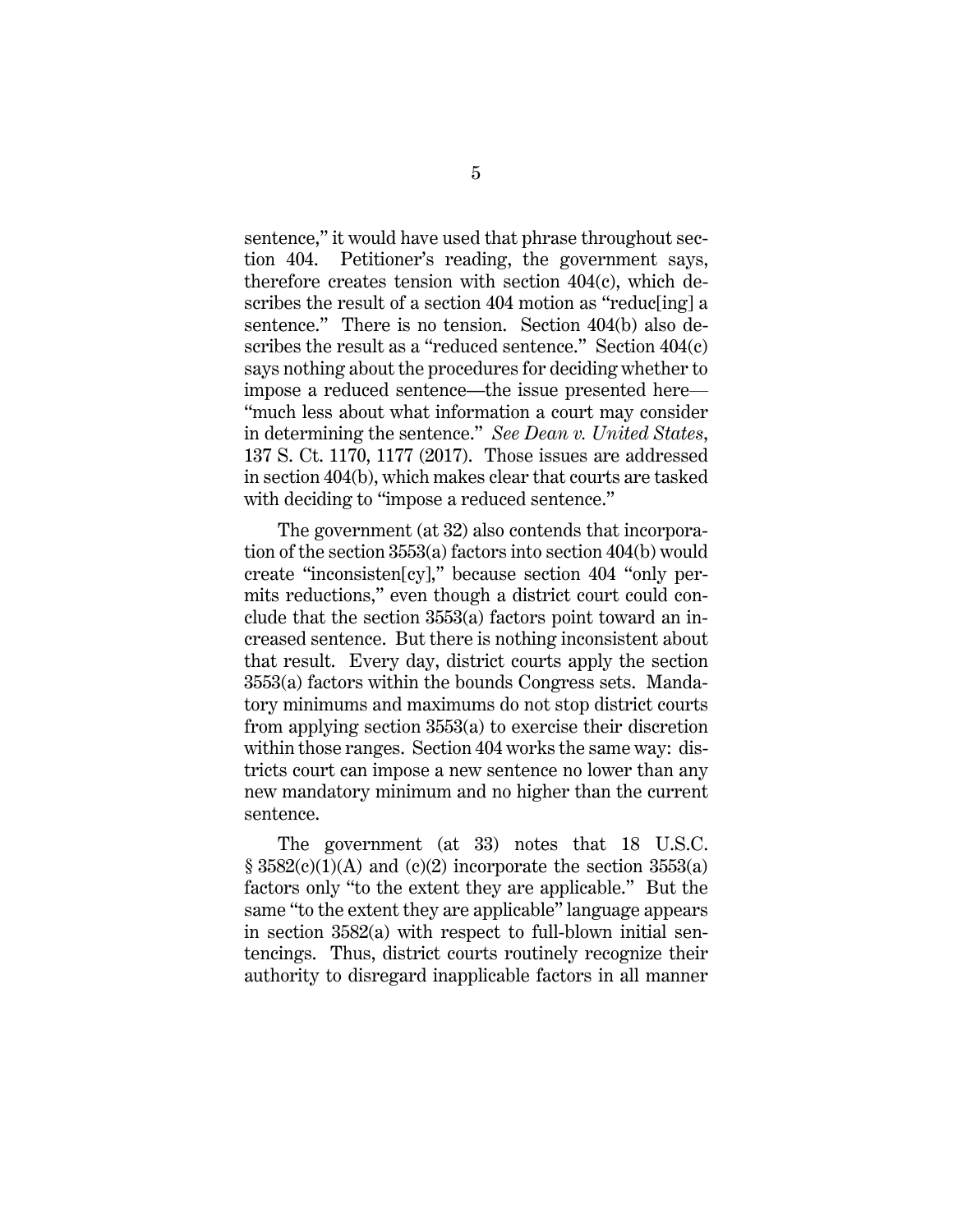sentence," it would have used that phrase throughout section 404. Petitioner's reading, the government says, therefore creates tension with section 404(c), which describes the result of a section 404 motion as "reduc[ing] a sentence." There is no tension. Section 404(b) also describes the result as a "reduced sentence." Section 404(c) says nothing about the procedures for deciding whether to impose a reduced sentence—the issue presented here—"much less about what information a court may consider in determining the sentence." *See Dean v. United States*, 137 S. Ct. 1170, 1177 (2017). Those issues are addressed in section 404(b), which makes clear that courts are tasked with deciding to "impose a reduced sentence."

The government (at 32) also contends that incorporation of the section 3553(a) factors into section 404(b) would create "inconsisten[cy]," because section 404 "only permits reductions," even though a district court could conclude that the section 3553(a) factors point toward an increased sentence. But there is nothing inconsistent about that result. Every day, district courts apply the section 3553(a) factors within the bounds Congress sets. Mandatory minimums and maximums do not stop district courts from applying section 3553(a) to exercise their discretion within those ranges. Section 404 works the same way: districts court can impose a new sentence no lower than any new mandatory minimum and no higher than the current sentence.

The government (at 33) notes that 18 U.S.C. § 3582(c)(1)(A) and (c)(2) incorporate the section 3553(a) factors only "to the extent they are applicable." But the same "to the extent they are applicable" language appears in section 3582(a) with respect to full-blown initial sentencings. Thus, district courts routinely recognize their authority to disregard inapplicable factors in all manner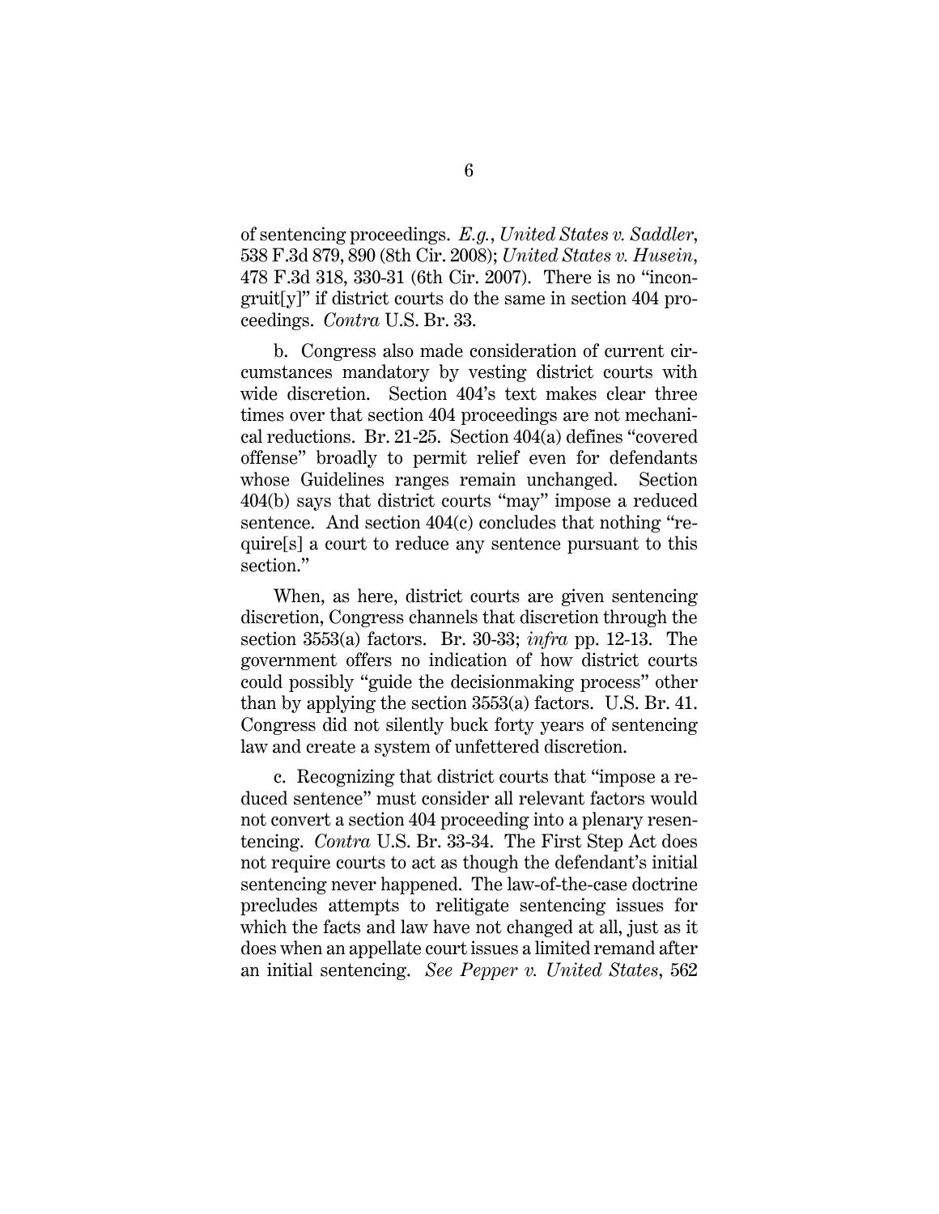of sentencing proceedings. *E.g.*, *United States v. Saddler*, 538 F.3d 879, 890 (8th Cir. 2008); *United States v. Husein*, 478 F.3d 318, 330-31 (6th Cir. 2007). There is no "incongruit[y]" if district courts do the same in section 404 proceedings. *Contra* U.S. Br. 33.

b. Congress also made consideration of current circumstances mandatory by vesting district courts with wide discretion. Section 404's text makes clear three times over that section 404 proceedings are not mechanical reductions. Br. 21-25. Section 404(a) defines "covered offense" broadly to permit relief even for defendants whose Guidelines ranges remain unchanged. Section 404(b) says that district courts "may" impose a reduced sentence. And section 404(c) concludes that nothing "require[s] a court to reduce any sentence pursuant to this section."

When, as here, district courts are given sentencing discretion, Congress channels that discretion through the section 3553(a) factors. Br. 30-33; *infra* pp. 12-13. The government offers no indication of how district courts could possibly "guide the decisionmaking process" other than by applying the section 3553(a) factors. U.S. Br. 41. Congress did not silently buck forty years of sentencing law and create a system of unfettered discretion.

c. Recognizing that district courts that "impose a reduced sentence" must consider all relevant factors would not convert a section 404 proceeding into a plenary resentencing. *Contra* U.S. Br. 33-34. The First Step Act does not require courts to act as though the defendant's initial sentencing never happened. The law-of-the-case doctrine precludes attempts to relitigate sentencing issues for which the facts and law have not changed at all, just as it does when an appellate court issues a limited remand after an initial sentencing. *See Pepper v. United States*, 562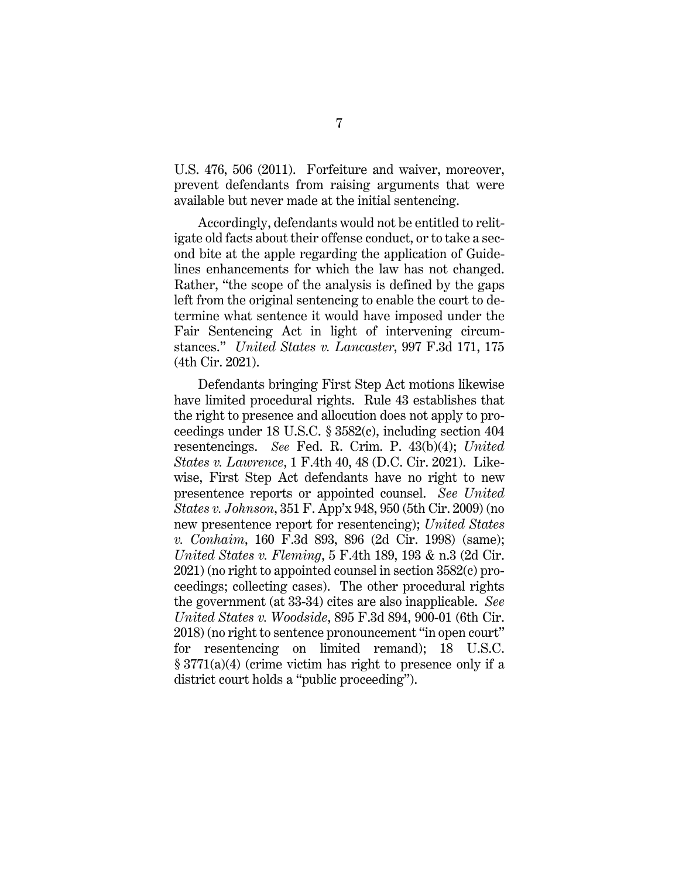U.S. 476, 506 (2011). Forfeiture and waiver, moreover, prevent defendants from raising arguments that were available but never made at the initial sentencing.

Accordingly, defendants would not be entitled to relitigate old facts about their offense conduct, or to take a second bite at the apple regarding the application of Guidelines enhancements for which the law has not changed. Rather, "the scope of the analysis is defined by the gaps left from the original sentencing to enable the court to determine what sentence it would have imposed under the Fair Sentencing Act in light of intervening circumstances." *United States v. Lancaster*, 997 F.3d 171, 175 (4th Cir. 2021).

Defendants bringing First Step Act motions likewise have limited procedural rights. Rule 43 establishes that the right to presence and allocution does not apply to proceedings under 18 U.S.C. § 3582(c), including section 404 resentencings. *See* Fed. R. Crim. P. 43(b)(4); *United States v. Lawrence*, 1 F.4th 40, 48 (D.C. Cir. 2021). Likewise, First Step Act defendants have no right to new presentence reports or appointed counsel. *See United States v. Johnson*, 351 F. App'x 948, 950 (5th Cir. 2009) (no new presentence report for resentencing); *United States v. Conhaim*, 160 F.3d 893, 896 (2d Cir. 1998) (same); *United States v. Fleming*, 5 F.4th 189, 193 & n.3 (2d Cir. 2021) (no right to appointed counsel in section 3582(c) proceedings; collecting cases). The other procedural rights the government (at 33-34) cites are also inapplicable. *See United States v. Woodside*, 895 F.3d 894, 900-01 (6th Cir. 2018) (no right to sentence pronouncement "in open court" for resentencing on limited remand); 18 U.S.C. § 3771(a)(4) (crime victim has right to presence only if a district court holds a "public proceeding").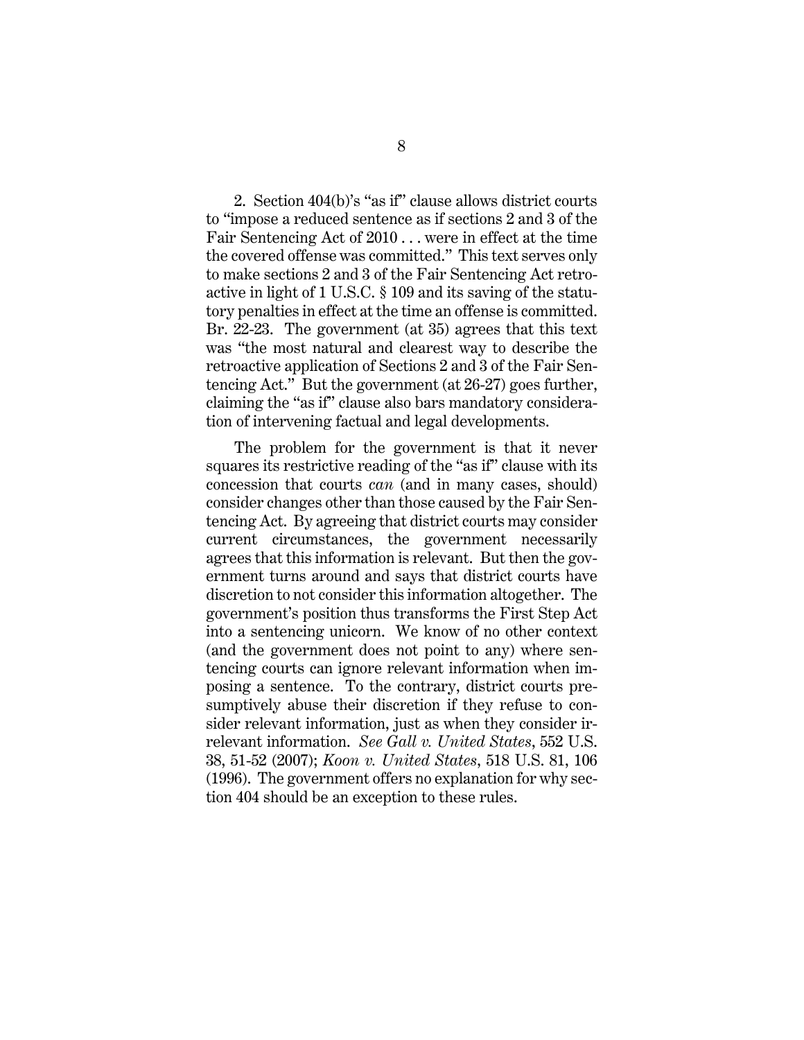2. Section 404(b)'s "as if" clause allows district courts to "impose a reduced sentence as if sections 2 and 3 of the Fair Sentencing Act of 2010 . . . were in effect at the time the covered offense was committed." This text serves only to make sections 2 and 3 of the Fair Sentencing Act retroactive in light of 1 U.S.C. § 109 and its saving of the statutory penalties in effect at the time an offense is committed. Br. 22-23. The government (at 35) agrees that this text was "the most natural and clearest way to describe the retroactive application of Sections 2 and 3 of the Fair Sentencing Act." But the government (at 26-27) goes further, claiming the "as if" clause also bars mandatory consideration of intervening factual and legal developments.

The problem for the government is that it never squares its restrictive reading of the "as if" clause with its concession that courts *can* (and in many cases, should) consider changes other than those caused by the Fair Sentencing Act. By agreeing that district courts may consider current circumstances, the government necessarily agrees that this information is relevant. But then the government turns around and says that district courts have discretion to not consider this information altogether. The government's position thus transforms the First Step Act into a sentencing unicorn. We know of no other context (and the government does not point to any) where sentencing courts can ignore relevant information when imposing a sentence. To the contrary, district courts presumptively abuse their discretion if they refuse to consider relevant information, just as when they consider irrelevant information. *See Gall v. United States*, 552 U.S. 38, 51-52 (2007); *Koon v. United States*, 518 U.S. 81, 106 (1996). The government offers no explanation for why section 404 should be an exception to these rules.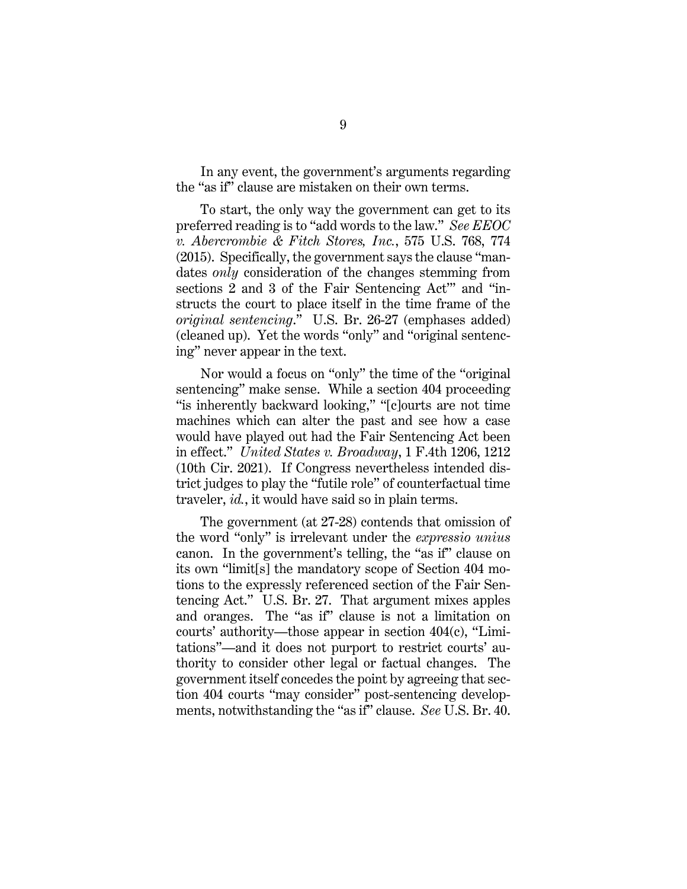In any event, the government's arguments regarding the "as if" clause are mistaken on their own terms.

To start, the only way the government can get to its preferred reading is to "add words to the law." *See EEOC v. Abercrombie & Fitch Stores, Inc.*, 575 U.S. 768, 774 (2015). Specifically, the government says the clause "mandates *only* consideration of the changes stemming from sections 2 and 3 of the Fair Sentencing Act'" and "instructs the court to place itself in the time frame of the *original sentencing*." U.S. Br. 26-27 (emphases added) (cleaned up). Yet the words "only" and "original sentencing" never appear in the text.

Nor would a focus on "only" the time of the "original sentencing" make sense. While a section 404 proceeding "is inherently backward looking," "[c]ourts are not time machines which can alter the past and see how a case would have played out had the Fair Sentencing Act been in effect." *United States v. Broadway*, 1 F.4th 1206, 1212 (10th Cir. 2021). If Congress nevertheless intended district judges to play the "futile role" of counterfactual time traveler, *id.*, it would have said so in plain terms.

The government (at 27-28) contends that omission of the word "only" is irrelevant under the *expressio unius* canon. In the government's telling, the "as if" clause on its own "limit[s] the mandatory scope of Section 404 motions to the expressly referenced section of the Fair Sentencing Act." U.S. Br. 27. That argument mixes apples and oranges. The "as if" clause is not a limitation on courts' authority—those appear in section 404(c), "Limitations"—and it does not purport to restrict courts' authority to consider other legal or factual changes. The government itself concedes the point by agreeing that section 404 courts "may consider" post-sentencing developments, notwithstanding the "as if" clause. *See* U.S. Br. 40.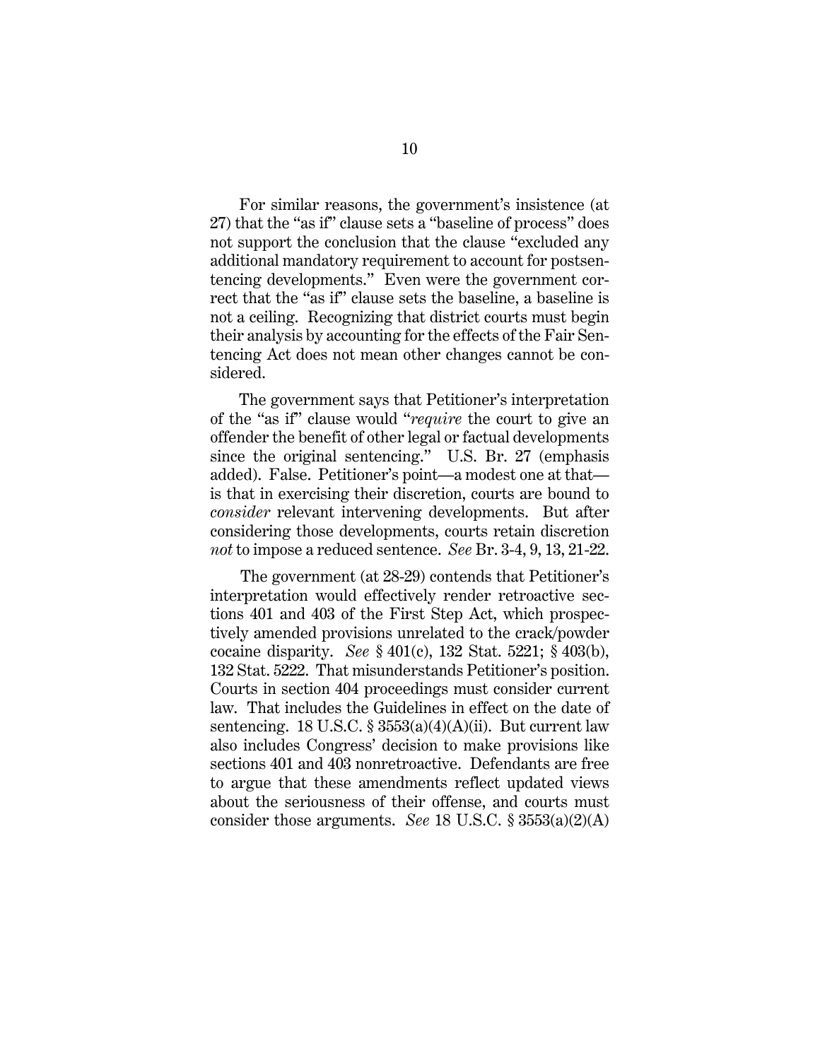For similar reasons, the government's insistence (at 27) that the "as if" clause sets a "baseline of process" does not support the conclusion that the clause "excluded any additional mandatory requirement to account for postsentencing developments." Even were the government correct that the "as if" clause sets the baseline, a baseline is not a ceiling. Recognizing that district courts must begin their analysis by accounting for the effects of the Fair Sentencing Act does not mean other changes cannot be considered.

The government says that Petitioner's interpretation of the "as if" clause would "*require* the court to give an offender the benefit of other legal or factual developments since the original sentencing." U.S. Br. 27 (emphasis added). False. Petitioner's point—a modest one at that—is that in exercising their discretion, courts are bound to *consider* relevant intervening developments. But after considering those developments, courts retain discretion *not* to impose a reduced sentence. *See* Br. 3-4, 9, 13, 21-22.

The government (at 28-29) contends that Petitioner's interpretation would effectively render retroactive sections 401 and 403 of the First Step Act, which prospectively amended provisions unrelated to the crack/powder cocaine disparity. *See* § 401(c), 132 Stat. 5221; § 403(b), 132 Stat. 5222. That misunderstands Petitioner's position. Courts in section 404 proceedings must consider current law. That includes the Guidelines in effect on the date of sentencing. 18 U.S.C. § 3553(a)(4)(A)(ii). But current law also includes Congress' decision to make provisions like sections 401 and 403 nonretroactive. Defendants are free to argue that these amendments reflect updated views about the seriousness of their offense, and courts must consider those arguments. *See* 18 U.S.C. § 3553(a)(2)(A)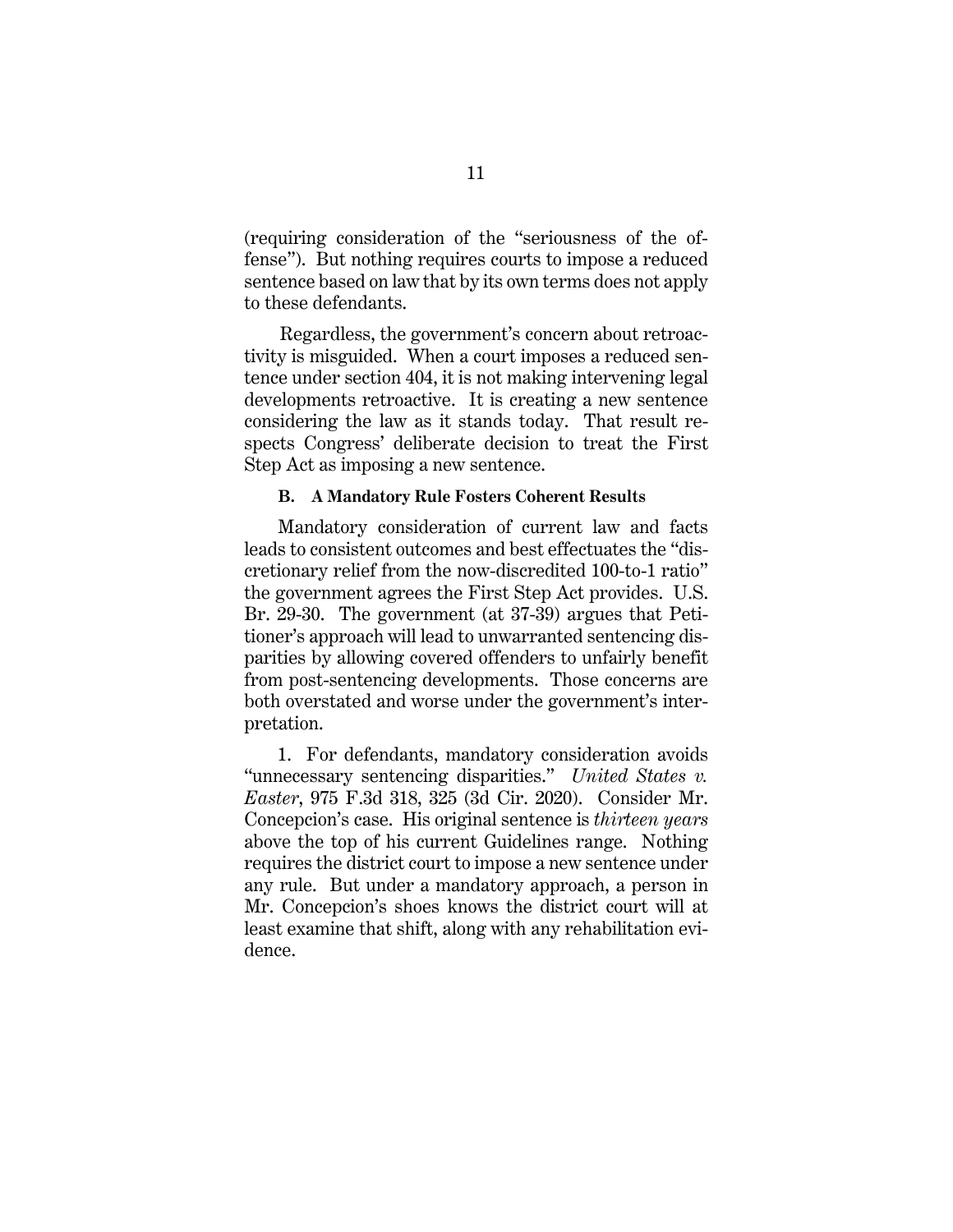(requiring consideration of the "seriousness of the offense"). But nothing requires courts to impose a reduced sentence based on law that by its own terms does not apply to these defendants.

Regardless, the government's concern about retroactivity is misguided. When a court imposes a reduced sentence under section 404, it is not making intervening legal developments retroactive. It is creating a new sentence considering the law as it stands today. That result respects Congress' deliberate decision to treat the First Step Act as imposing a new sentence.

### B. A Mandatory Rule Fosters Coherent Results

Mandatory consideration of current law and facts leads to consistent outcomes and best effectuates the "discretionary relief from the now-discredited 100-to-1 ratio" the government agrees the First Step Act provides. U.S. Br. 29-30. The government (at 37-39) argues that Petitioner's approach will lead to unwarranted sentencing disparities by allowing covered offenders to unfairly benefit from post-sentencing developments. Those concerns are both overstated and worse under the government's interpretation.

1. For defendants, mandatory consideration avoids "unnecessary sentencing disparities." *United States v. Easter*, 975 F.3d 318, 325 (3d Cir. 2020). Consider Mr. Concepcion's case. His original sentence is *thirteen years* above the top of his current Guidelines range. Nothing requires the district court to impose a new sentence under any rule. But under a mandatory approach, a person in Mr. Concepcion's shoes knows the district court will at least examine that shift, along with any rehabilitation evidence.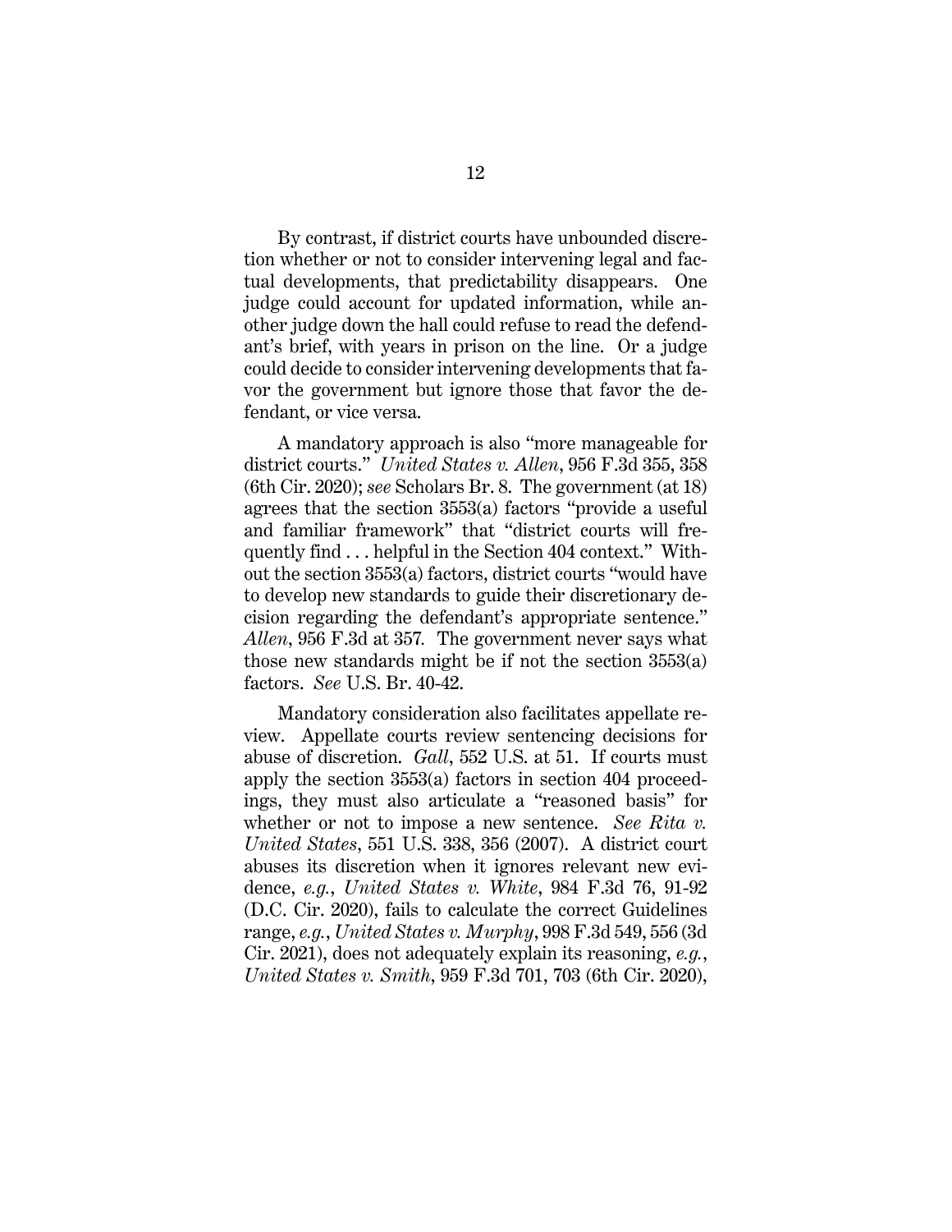By contrast, if district courts have unbounded discretion whether or not to consider intervening legal and factual developments, that predictability disappears. One judge could account for updated information, while another judge down the hall could refuse to read the defendant's brief, with years in prison on the line. Or a judge could decide to consider intervening developments that favor the government but ignore those that favor the defendant, or vice versa.

A mandatory approach is also "more manageable for district courts." *United States v. Allen*, 956 F.3d 355, 358 (6th Cir. 2020); *see* Scholars Br. 8. The government (at 18) agrees that the section 3553(a) factors "provide a useful and familiar framework" that "district courts will frequently find . . . helpful in the Section 404 context." Without the section 3553(a) factors, district courts "would have to develop new standards to guide their discretionary decision regarding the defendant's appropriate sentence." *Allen*, 956 F.3d at 357. The government never says what those new standards might be if not the section 3553(a) factors. *See* U.S. Br. 40-42.

Mandatory consideration also facilitates appellate review. Appellate courts review sentencing decisions for abuse of discretion. *Gall*, 552 U.S. at 51. If courts must apply the section 3553(a) factors in section 404 proceedings, they must also articulate a "reasoned basis" for whether or not to impose a new sentence. *See Rita v. United States*, 551 U.S. 338, 356 (2007). A district court abuses its discretion when it ignores relevant new evidence, *e.g.*, *United States v. White*, 984 F.3d 76, 91-92 (D.C. Cir. 2020), fails to calculate the correct Guidelines range, *e.g.*, *United States v. Murphy*, 998 F.3d 549, 556 (3d Cir. 2021), does not adequately explain its reasoning, *e.g.*, *United States v. Smith*, 959 F.3d 701, 703 (6th Cir. 2020),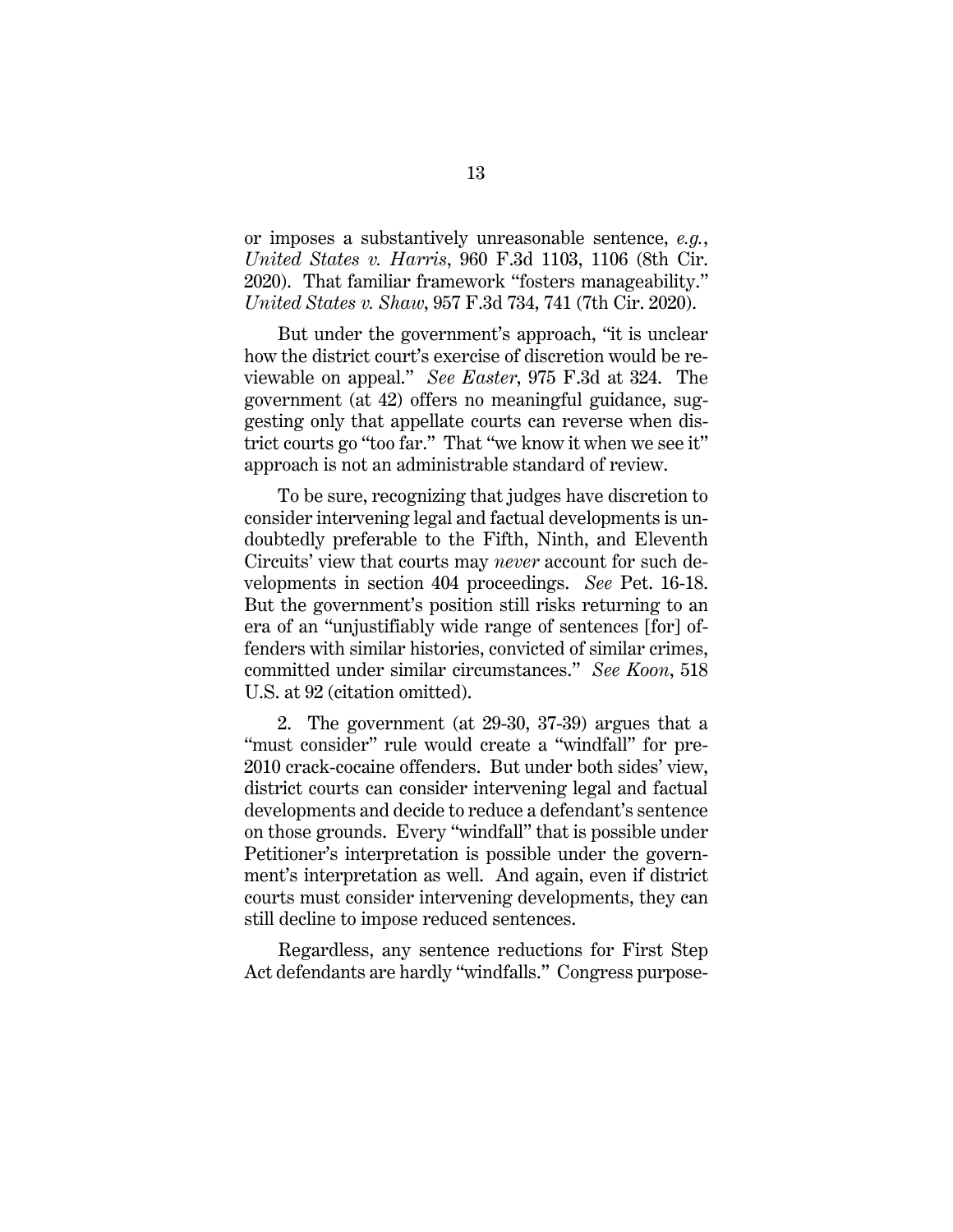or imposes a substantively unreasonable sentence, *e.g.*, *United States v. Harris*, 960 F.3d 1103, 1106 (8th Cir. 2020). That familiar framework "fosters manageability." *United States v. Shaw*, 957 F.3d 734, 741 (7th Cir. 2020).

But under the government's approach, "it is unclear how the district court's exercise of discretion would be reviewable on appeal." *See Easter*, 975 F.3d at 324. The government (at 42) offers no meaningful guidance, suggesting only that appellate courts can reverse when district courts go "too far." That "we know it when we see it" approach is not an administrable standard of review.

To be sure, recognizing that judges have discretion to consider intervening legal and factual developments is undoubtedly preferable to the Fifth, Ninth, and Eleventh Circuits' view that courts may *never* account for such developments in section 404 proceedings. *See* Pet. 16-18. But the government's position still risks returning to an era of an "unjustifiably wide range of sentences [for] offenders with similar histories, convicted of similar crimes, committed under similar circumstances." *See Koon*, 518 U.S. at 92 (citation omitted).

2. The government (at 29-30, 37-39) argues that a "must consider" rule would create a "windfall" for pre-2010 crack-cocaine offenders. But under both sides' view, district courts can consider intervening legal and factual developments and decide to reduce a defendant's sentence on those grounds. Every "windfall" that is possible under Petitioner's interpretation is possible under the government's interpretation as well. And again, even if district courts must consider intervening developments, they can still decline to impose reduced sentences.

Regardless, any sentence reductions for First Step Act defendants are hardly "windfalls." Congress purpose-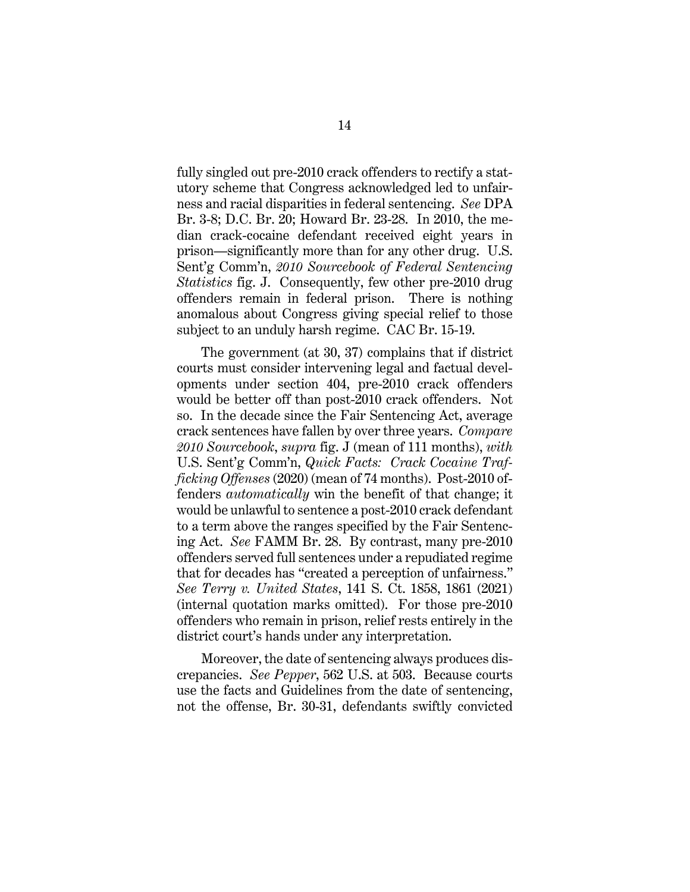fully singled out pre-2010 crack offenders to rectify a statutory scheme that Congress acknowledged led to unfairness and racial disparities in federal sentencing. *See* DPA Br. 3-8; D.C. Br. 20; Howard Br. 23-28. In 2010, the median crack-cocaine defendant received eight years in prison—significantly more than for any other drug. U.S. Sent'g Comm'n, *2010 Sourcebook of Federal Sentencing Statistics* fig. J. Consequently, few other pre-2010 drug offenders remain in federal prison. There is nothing anomalous about Congress giving special relief to those subject to an unduly harsh regime. CAC Br. 15-19.

The government (at 30, 37) complains that if district courts must consider intervening legal and factual developments under section 404, pre-2010 crack offenders would be better off than post-2010 crack offenders. Not so. In the decade since the Fair Sentencing Act, average crack sentences have fallen by over three years. *Compare 2010 Sourcebook*, *supra* fig. J (mean of 111 months), *with* U.S. Sent'g Comm'n, *Quick Facts: Crack Cocaine Trafficking Offenses* (2020) (mean of 74 months). Post-2010 offenders *automatically* win the benefit of that change; it would be unlawful to sentence a post-2010 crack defendant to a term above the ranges specified by the Fair Sentencing Act. *See* FAMM Br. 28. By contrast, many pre-2010 offenders served full sentences under a repudiated regime that for decades has "created a perception of unfairness." *See Terry v. United States*, 141 S. Ct. 1858, 1861 (2021) (internal quotation marks omitted). For those pre-2010 offenders who remain in prison, relief rests entirely in the district court's hands under any interpretation.

Moreover, the date of sentencing always produces discrepancies. *See Pepper*, 562 U.S. at 503. Because courts use the facts and Guidelines from the date of sentencing, not the offense, Br. 30-31, defendants swiftly convicted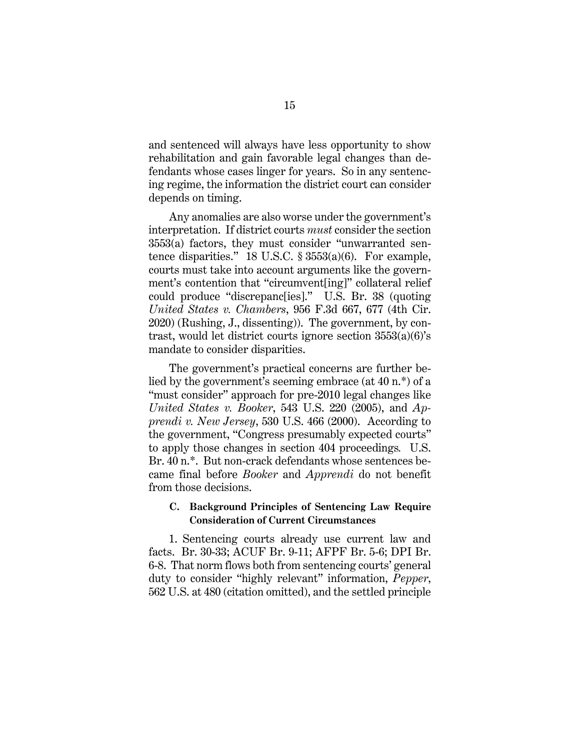and sentenced will always have less opportunity to show rehabilitation and gain favorable legal changes than defendants whose cases linger for years. So in any sentencing regime, the information the district court can consider depends on timing.

Any anomalies are also worse under the government's interpretation. If district courts *must* consider the section 3553(a) factors, they must consider "unwarranted sentence disparities." 18 U.S.C. § 3553(a)(6). For example, courts must take into account arguments like the government's contention that "circumvent[ing]" collateral relief could produce "discrepanc[ies]." U.S. Br. 38 (quoting *United States v. Chambers*, 956 F.3d 667, 677 (4th Cir. 2020) (Rushing, J., dissenting)). The government, by contrast, would let district courts ignore section 3553(a)(6)'s mandate to consider disparities.

The government's practical concerns are further belied by the government's seeming embrace (at 40 n.*) of a "must consider" approach for pre-2010 legal changes like *United States v. Booker*, 543 U.S. 220 (2005), and *Apprendi v. New Jersey*, 530 U.S. 466 (2000). According to the government, "Congress presumably expected courts" to apply those changes in section 404 proceedings. U.S. Br. 40 n.*. But non-crack defendants whose sentences became final before *Booker* and *Apprendi* do not benefit from those decisions.

### C. Background Principles of Sentencing Law Require Consideration of Current Circumstances

1. Sentencing courts already use current law and facts. Br. 30-33; ACUF Br. 9-11; AFPF Br. 5-6; DPI Br. 6-8. That norm flows both from sentencing courts' general duty to consider "highly relevant" information, *Pepper*, 562 U.S. at 480 (citation omitted), and the settled principle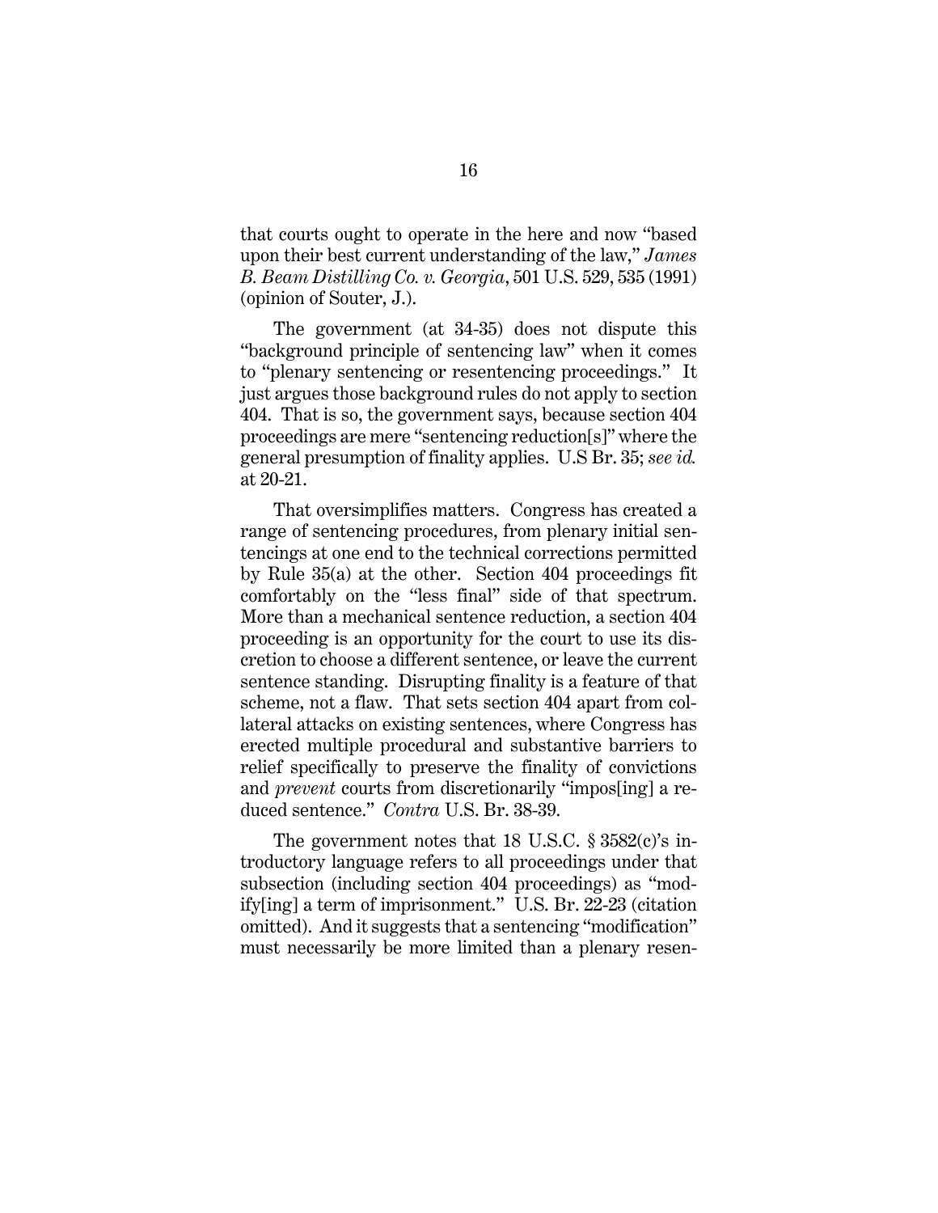that courts ought to operate in the here and now "based upon their best current understanding of the law," *James B. Beam Distilling Co. v. Georgia*, 501 U.S. 529, 535 (1991) (opinion of Souter, J.).

The government (at 34-35) does not dispute this "background principle of sentencing law" when it comes to "plenary sentencing or resentencing proceedings." It just argues those background rules do not apply to section 404. That is so, the government says, because section 404 proceedings are mere "sentencing reduction[s]" where the general presumption of finality applies. U.S Br. 35; *see id.* at 20-21.

That oversimplifies matters. Congress has created a range of sentencing procedures, from plenary initial sentencings at one end to the technical corrections permitted by Rule 35(a) at the other. Section 404 proceedings fit comfortably on the "less final" side of that spectrum. More than a mechanical sentence reduction, a section 404 proceeding is an opportunity for the court to use its discretion to choose a different sentence, or leave the current sentence standing. Disrupting finality is a feature of that scheme, not a flaw. That sets section 404 apart from collateral attacks on existing sentences, where Congress has erected multiple procedural and substantive barriers to relief specifically to preserve the finality of convictions and *prevent* courts from discretionarily "impos[ing] a reduced sentence." *Contra* U.S. Br. 38-39.

The government notes that 18 U.S.C. § 3582(c)'s introductory language refers to all proceedings under that subsection (including section 404 proceedings) as "modify[ing] a term of imprisonment." U.S. Br. 22-23 (citation omitted). And it suggests that a sentencing "modification" must necessarily be more limited than a plenary resen-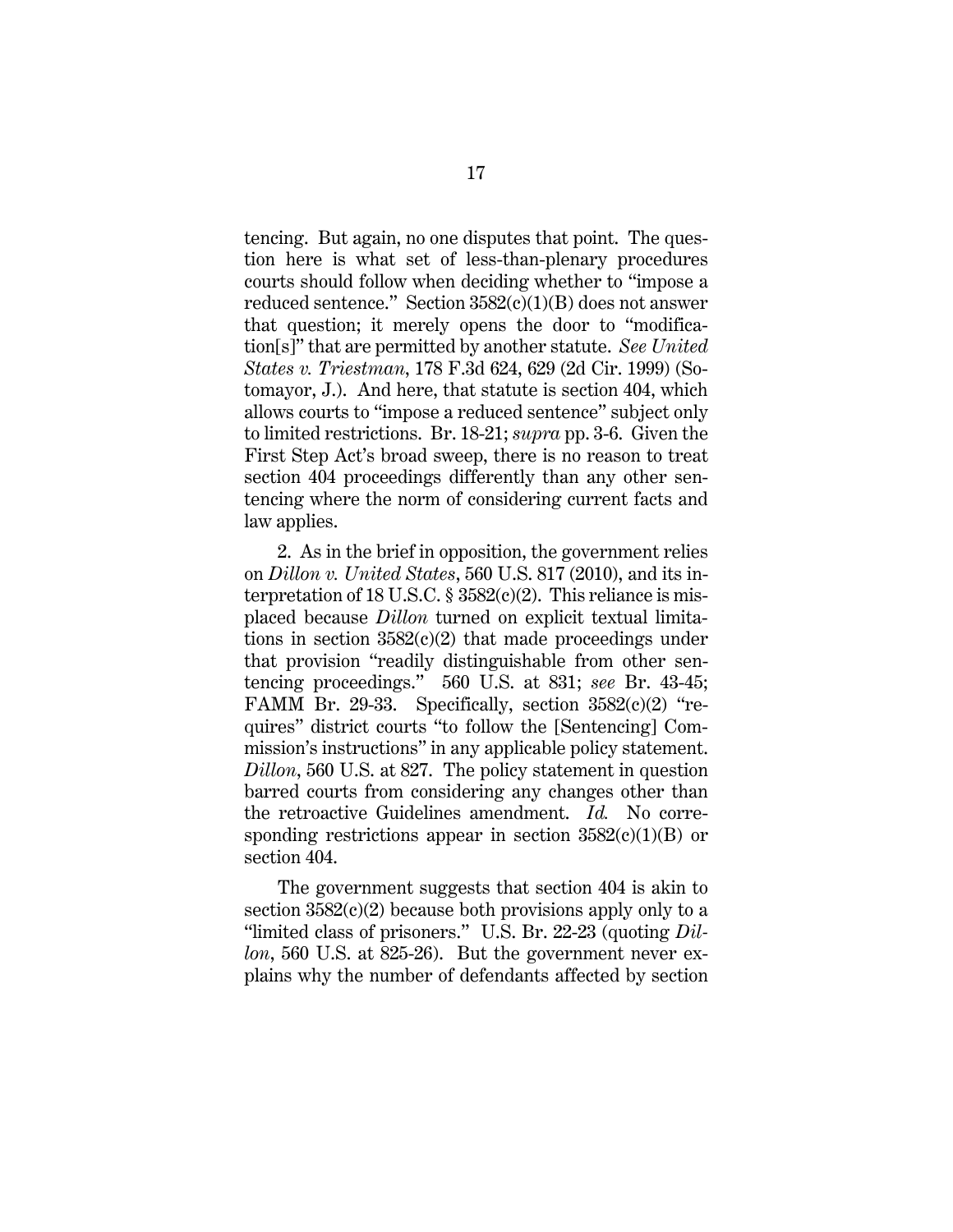tencing. But again, no one disputes that point. The question here is what set of less-than-plenary procedures courts should follow when deciding whether to "impose a reduced sentence." Section 3582(c)(1)(B) does not answer that question; it merely opens the door to "modification[s]" that are permitted by another statute. *See United States v. Triestman*, 178 F.3d 624, 629 (2d Cir. 1999) (Sotomayor, J.). And here, that statute is section 404, which allows courts to "impose a reduced sentence" subject only to limited restrictions. Br. 18-21; *supra* pp. 3-6. Given the First Step Act's broad sweep, there is no reason to treat section 404 proceedings differently than any other sentencing where the norm of considering current facts and law applies.

2. As in the brief in opposition, the government relies on *Dillon v. United States*, 560 U.S. 817 (2010), and its interpretation of 18 U.S.C. § 3582(c)(2). This reliance is misplaced because *Dillon* turned on explicit textual limitations in section 3582(c)(2) that made proceedings under that provision "readily distinguishable from other sentencing proceedings." 560 U.S. at 831; *see* Br. 43-45; FAMM Br. 29-33. Specifically, section 3582(c)(2) "requires" district courts "to follow the [Sentencing] Commission's instructions" in any applicable policy statement. *Dillon*, 560 U.S. at 827. The policy statement in question barred courts from considering any changes other than the retroactive Guidelines amendment. *Id.* No corresponding restrictions appear in section 3582(c)(1)(B) or section 404.

The government suggests that section 404 is akin to section 3582(c)(2) because both provisions apply only to a "limited class of prisoners." U.S. Br. 22-23 (quoting *Dillon*, 560 U.S. at 825-26). But the government never explains why the number of defendants affected by section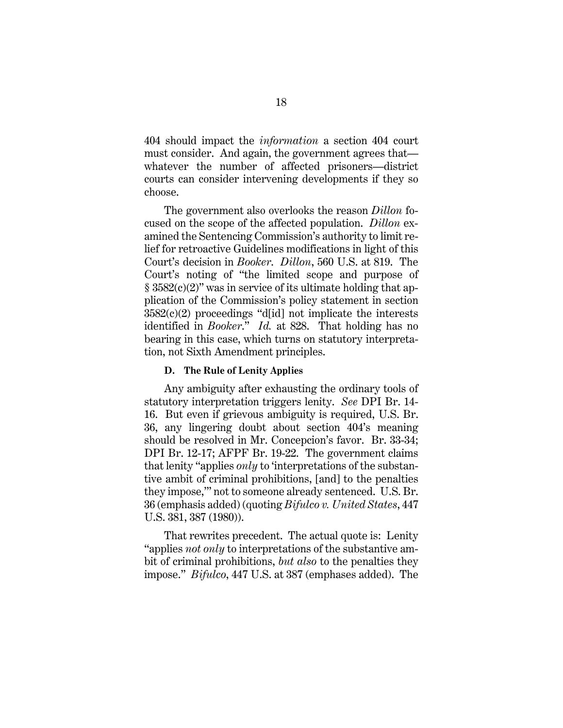404 should impact the *information* a section 404 court must consider. And again, the government agrees that—whatever the number of affected prisoners—district courts can consider intervening developments if they so choose.

The government also overlooks the reason *Dillon* focused on the scope of the affected population. *Dillon* examined the Sentencing Commission's authority to limit relief for retroactive Guidelines modifications in light of this Court's decision in *Booker*. *Dillon*, 560 U.S. at 819. The Court's noting of "the limited scope and purpose of § 3582(c)(2)" was in service of its ultimate holding that application of the Commission's policy statement in section 3582(c)(2) proceedings "d[id] not implicate the interests identified in *Booker*." *Id.* at 828. That holding has no bearing in this case, which turns on statutory interpretation, not Sixth Amendment principles.

### D. The Rule of Lenity Applies

Any ambiguity after exhausting the ordinary tools of statutory interpretation triggers lenity. *See* DPI Br. 14-16. But even if grievous ambiguity is required, U.S. Br. 36, any lingering doubt about section 404's meaning should be resolved in Mr. Concepcion's favor. Br. 33-34; DPI Br. 12-17; AFPF Br. 19-22. The government claims that lenity "applies *only* to 'interpretations of the substantive ambit of criminal prohibitions, [and] to the penalties they impose,'" not to someone already sentenced. U.S. Br. 36 (emphasis added) (quoting *Bifulco v. United States*, 447 U.S. 381, 387 (1980)).

That rewrites precedent. The actual quote is: Lenity "applies *not only* to interpretations of the substantive ambit of criminal prohibitions, *but also* to the penalties they impose." *Bifulco*, 447 U.S. at 387 (emphases added). The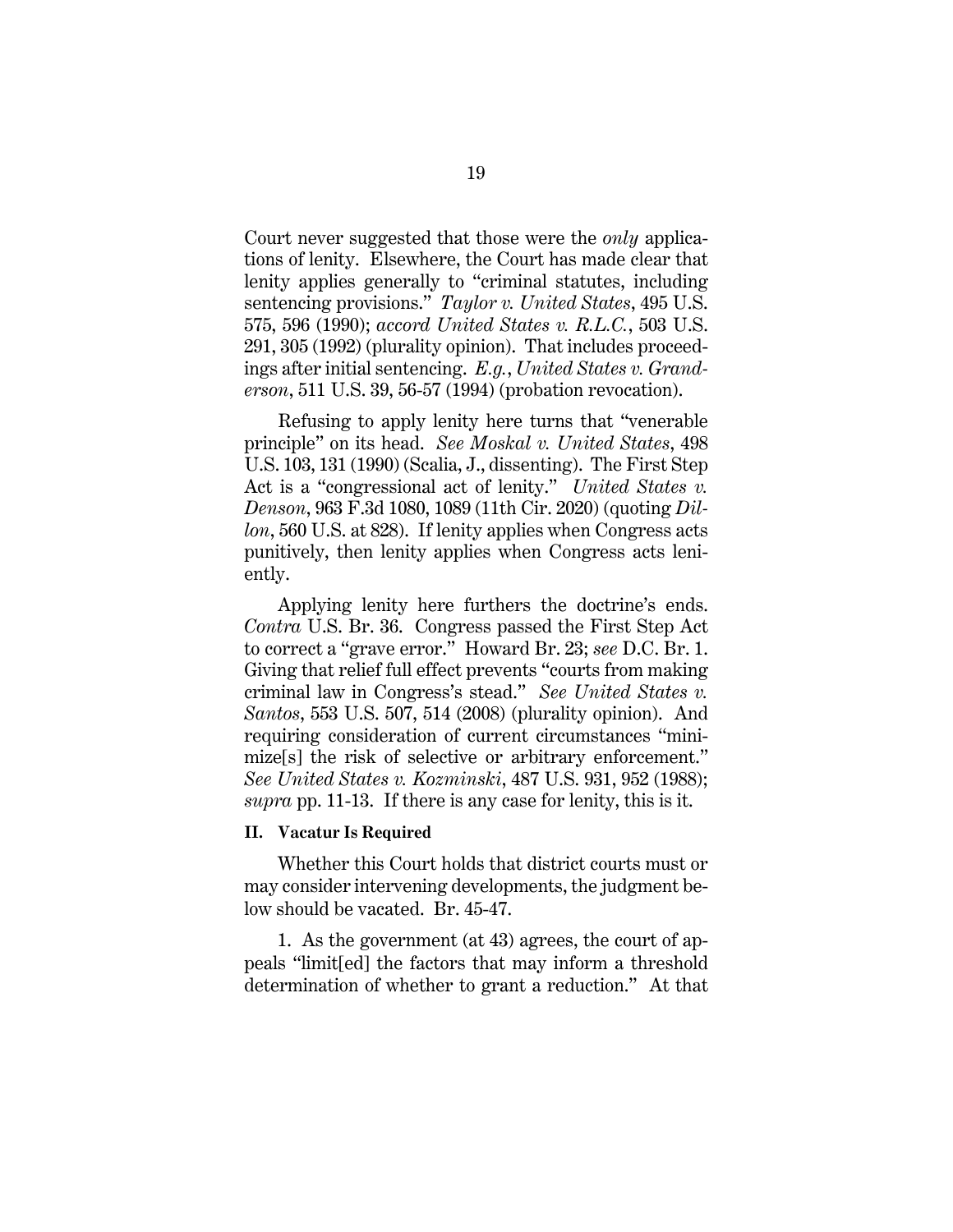Court never suggested that those were the *only* applications of lenity. Elsewhere, the Court has made clear that lenity applies generally to "criminal statutes, including sentencing provisions." *Taylor v. United States*, 495 U.S. 575, 596 (1990); *accord United States v. R.L.C.*, 503 U.S. 291, 305 (1992) (plurality opinion). That includes proceedings after initial sentencing. *E.g.*, *United States v. Granderson*, 511 U.S. 39, 56-57 (1994) (probation revocation).

Refusing to apply lenity here turns that "venerable principle" on its head. *See Moskal v. United States*, 498 U.S. 103, 131 (1990) (Scalia, J., dissenting). The First Step Act is a "congressional act of lenity." *United States v. Denson*, 963 F.3d 1080, 1089 (11th Cir. 2020) (quoting *Dillon*, 560 U.S. at 828). If lenity applies when Congress acts punitively, then lenity applies when Congress acts leniently.

Applying lenity here furthers the doctrine's ends. *Contra* U.S. Br. 36. Congress passed the First Step Act to correct a "grave error." Howard Br. 23; *see* D.C. Br. 1. Giving that relief full effect prevents "courts from making criminal law in Congress's stead." *See United States v. Santos*, 553 U.S. 507, 514 (2008) (plurality opinion). And requiring consideration of current circumstances "minimize[s] the risk of selective or arbitrary enforcement." *See United States v. Kozminski*, 487 U.S. 931, 952 (1988); *supra* pp. 11-13. If there is any case for lenity, this is it.

## II. Vacatur Is Required

Whether this Court holds that district courts must or may consider intervening developments, the judgment below should be vacated. Br. 45-47.

1. As the government (at 43) agrees, the court of appeals "limit[ed] the factors that may inform a threshold determination of whether to grant a reduction." At that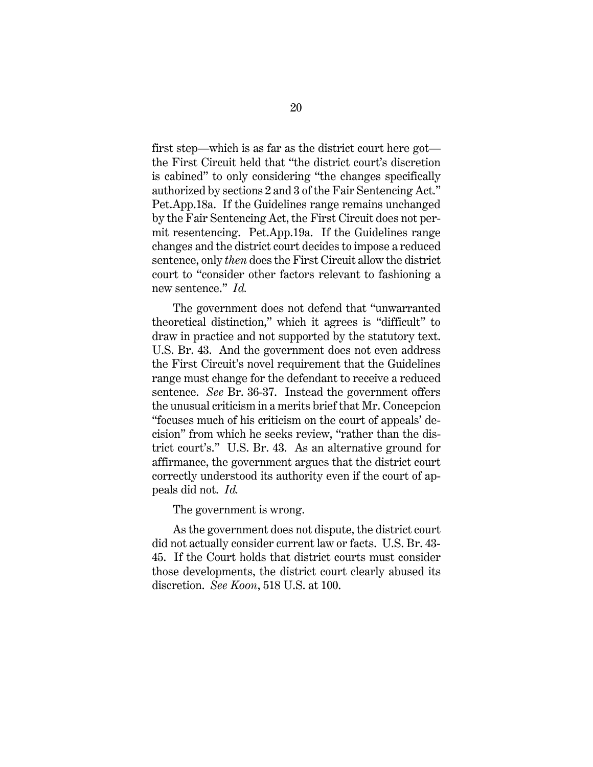first step—which is as far as the district court here got—the First Circuit held that "the district court's discretion is cabined" to only considering "the changes specifically authorized by sections 2 and 3 of the Fair Sentencing Act." Pet.App.18a. If the Guidelines range remains unchanged by the Fair Sentencing Act, the First Circuit does not permit resentencing. Pet.App.19a. If the Guidelines range changes and the district court decides to impose a reduced sentence, only *then* does the First Circuit allow the district court to "consider other factors relevant to fashioning a new sentence." *Id.*

The government does not defend that "unwarranted theoretical distinction," which it agrees is "difficult" to draw in practice and not supported by the statutory text. U.S. Br. 43. And the government does not even address the First Circuit's novel requirement that the Guidelines range must change for the defendant to receive a reduced sentence. *See* Br. 36-37. Instead the government offers the unusual criticism in a merits brief that Mr. Concepcion "focuses much of his criticism on the court of appeals' decision" from which he seeks review, "rather than the district court's." U.S. Br. 43. As an alternative ground for affirmance, the government argues that the district court correctly understood its authority even if the court of appeals did not. *Id.*

The government is wrong.

As the government does not dispute, the district court did not actually consider current law or facts. U.S. Br. 43-45. If the Court holds that district courts must consider those developments, the district court clearly abused its discretion. *See Koon*, 518 U.S. at 100.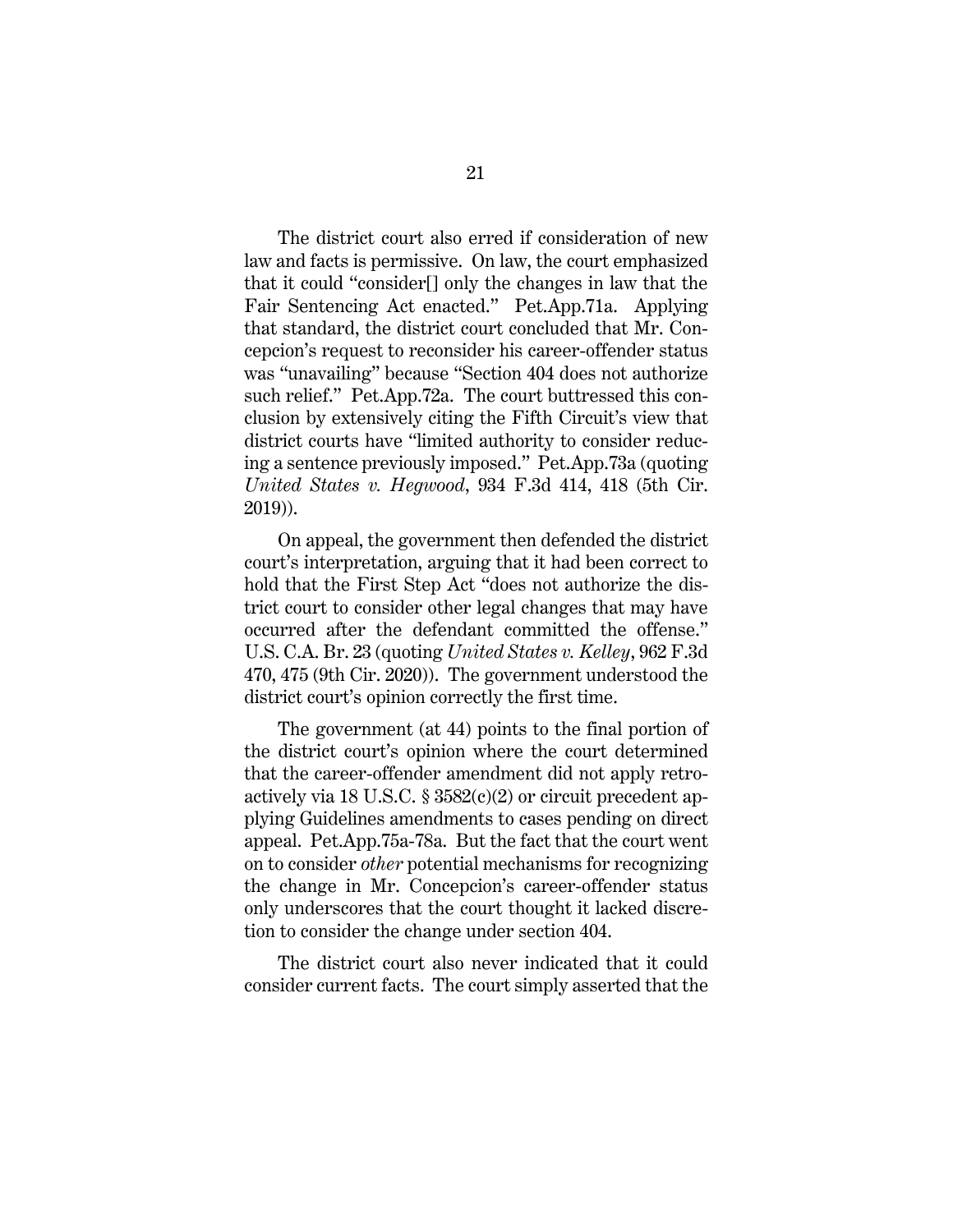The district court also erred if consideration of new law and facts is permissive. On law, the court emphasized that it could "consider[] only the changes in law that the Fair Sentencing Act enacted." Pet.App.71a. Applying that standard, the district court concluded that Mr. Concepcion's request to reconsider his career-offender status was "unavailing" because "Section 404 does not authorize such relief." Pet.App.72a. The court buttressed this conclusion by extensively citing the Fifth Circuit's view that district courts have "limited authority to consider reducing a sentence previously imposed." Pet.App.73a (quoting *United States v. Hegwood*, 934 F.3d 414, 418 (5th Cir. 2019)).

On appeal, the government then defended the district court's interpretation, arguing that it had been correct to hold that the First Step Act "does not authorize the district court to consider other legal changes that may have occurred after the defendant committed the offense." U.S. C.A. Br. 23 (quoting *United States v. Kelley*, 962 F.3d 470, 475 (9th Cir. 2020)). The government understood the district court's opinion correctly the first time.

The government (at 44) points to the final portion of the district court's opinion where the court determined that the career-offender amendment did not apply retroactively via 18 U.S.C. § 3582(c)(2) or circuit precedent applying Guidelines amendments to cases pending on direct appeal. Pet.App.75a-78a. But the fact that the court went on to consider *other* potential mechanisms for recognizing the change in Mr. Concepcion's career-offender status only underscores that the court thought it lacked discretion to consider the change under section 404.

The district court also never indicated that it could consider current facts. The court simply asserted that the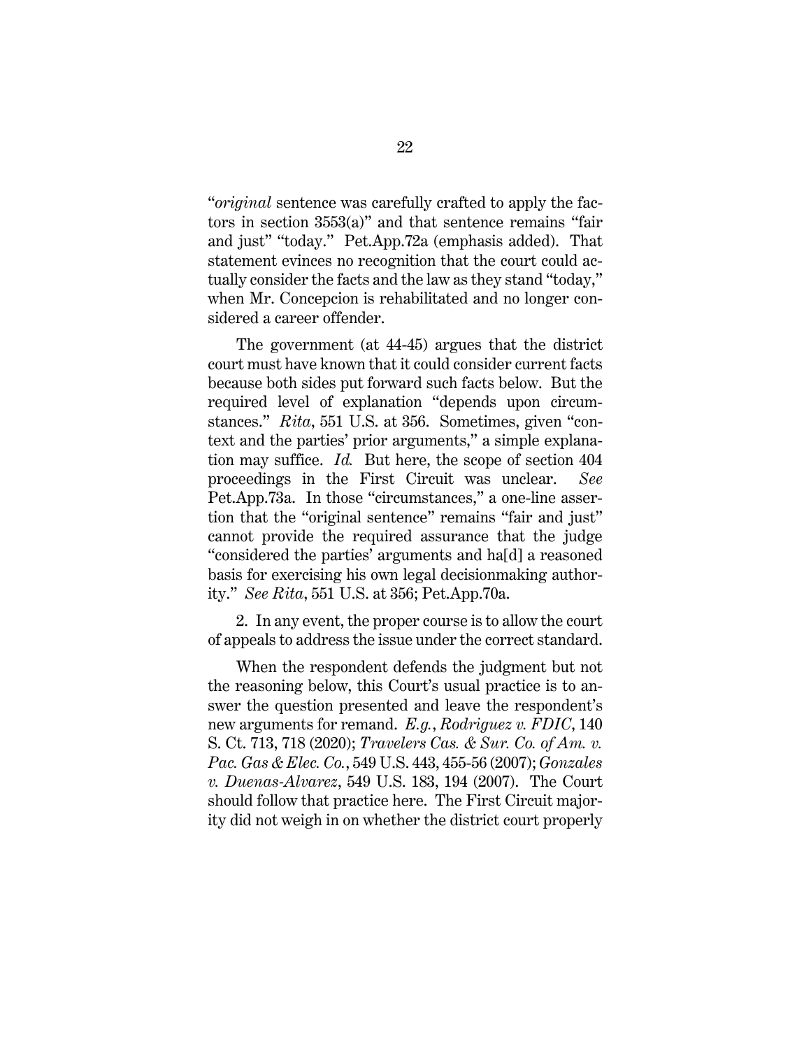"*original* sentence was carefully crafted to apply the factors in section 3553(a)" and that sentence remains "fair and just" "today." Pet.App.72a (emphasis added). That statement evinces no recognition that the court could actually consider the facts and the law as they stand "today," when Mr. Concepcion is rehabilitated and no longer considered a career offender.

The government (at 44-45) argues that the district court must have known that it could consider current facts because both sides put forward such facts below. But the required level of explanation "depends upon circumstances." *Rita*, 551 U.S. at 356. Sometimes, given "context and the parties' prior arguments," a simple explanation may suffice. *Id.* But here, the scope of section 404 proceedings in the First Circuit was unclear. *See* Pet.App.73a. In those "circumstances," a one-line assertion that the "original sentence" remains "fair and just" cannot provide the required assurance that the judge "considered the parties' arguments and ha[d] a reasoned basis for exercising his own legal decisionmaking authority." *See Rita*, 551 U.S. at 356; Pet.App.70a.

2. In any event, the proper course is to allow the court of appeals to address the issue under the correct standard.

When the respondent defends the judgment but not the reasoning below, this Court's usual practice is to answer the question presented and leave the respondent's new arguments for remand. *E.g.*, *Rodriguez v. FDIC*, 140 S. Ct. 713, 718 (2020); *Travelers Cas. & Sur. Co. of Am. v. Pac. Gas & Elec. Co.*, 549 U.S. 443, 455-56 (2007); *Gonzales v. Duenas-Alvarez*, 549 U.S. 183, 194 (2007). The Court should follow that practice here. The First Circuit majority did not weigh in on whether the district court properly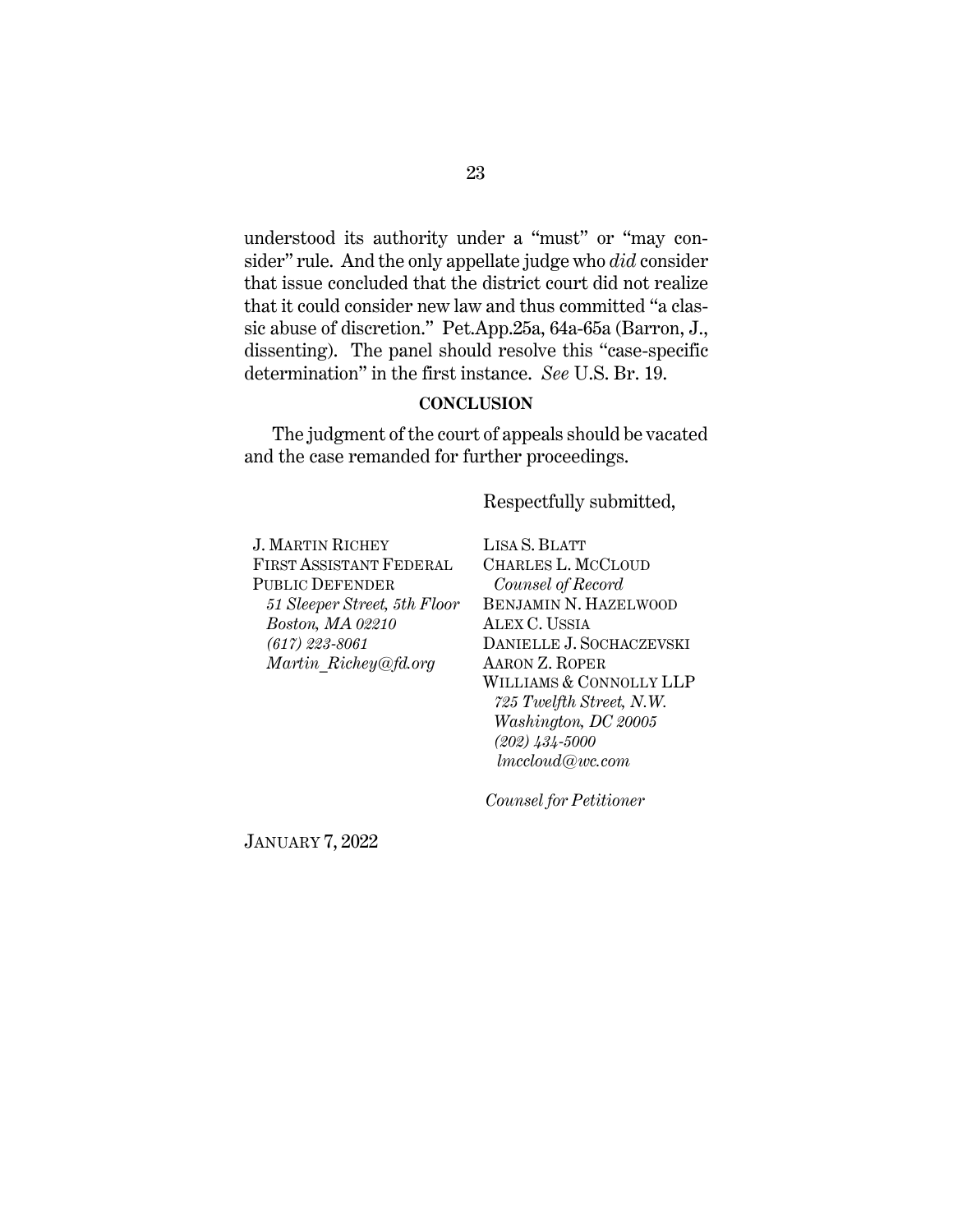understood its authority under a "must" or "may consider" rule. And the only appellate judge who *did* consider that issue concluded that the district court did not realize that it could consider new law and thus committed "a classic abuse of discretion." Pet.App.25a, 64a-65a (Barron, J., dissenting). The panel should resolve this "case-specific determination" in the first instance. *See* U.S. Br. 19.

## CONCLUSION

The judgment of the court of appeals should be vacated and the case remanded for further proceedings.

Respectfully submitted,

J. MARTIN RICHEY
FIRST ASSISTANT FEDERAL PUBLIC DEFENDER
*51 Sleeper Street, 5th Floor*
*Boston, MA 02210*
*(617) 223-8061*
*Martin_Richey@fd.org*

LISA S. BLATT
CHARLES L. MCCLOUD
*Counsel of Record*
BENJAMIN N. HAZELWOOD
ALEX C. USSIA
DANIELLE J. SOCHACZEVSKI
AARON Z. ROPER
WILLIAMS & CONNOLLY LLP
*725 Twelfth Street, N.W.*
*Washington, DC 20005*
*(202) 434-5000*
*lmccloud@wc.com*

*Counsel for Petitioner*

JANUARY 7, 2022